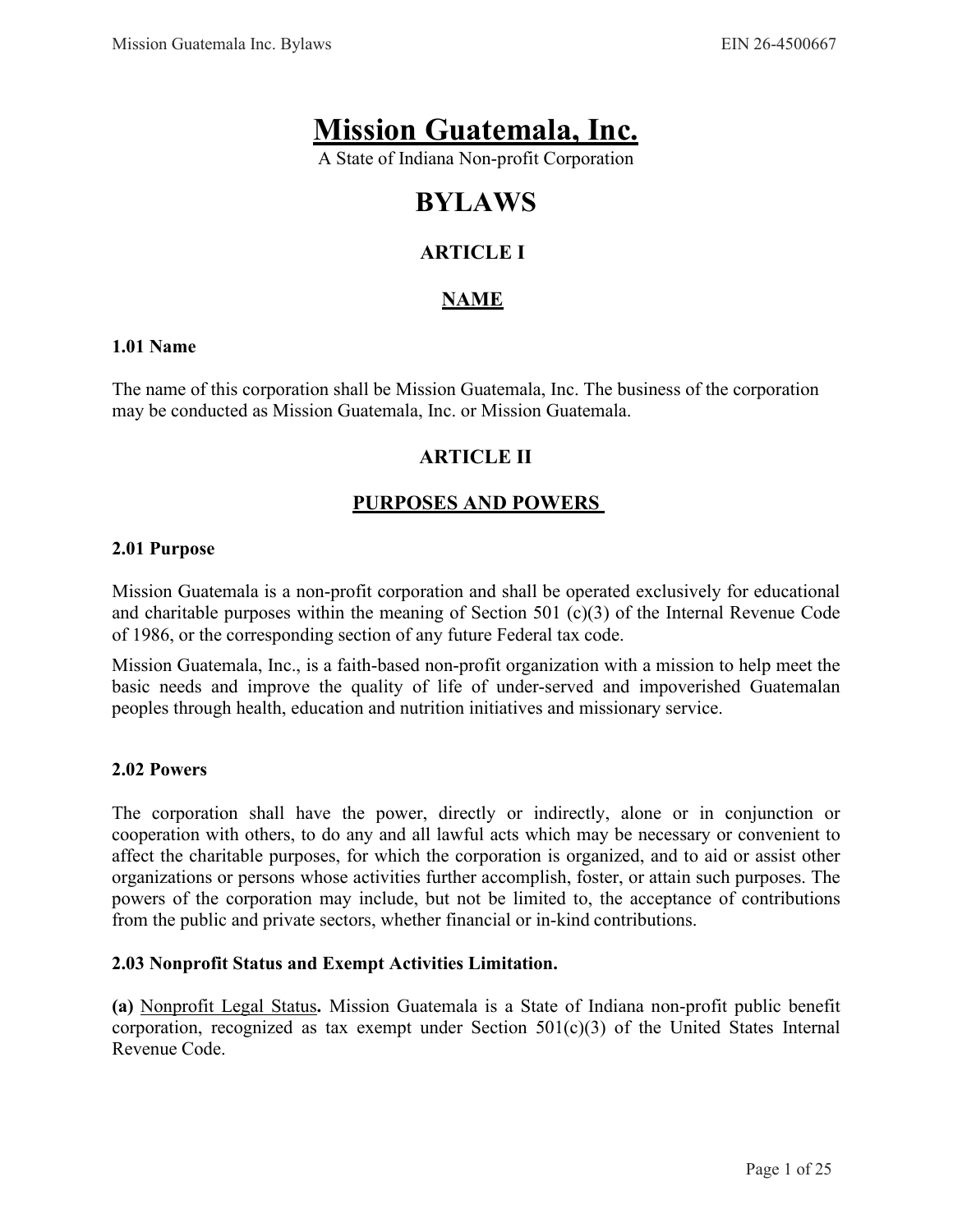# Mission Guatemala, Inc.

A State of Indiana Non-profit Corporation

# BYLAWS

## ARTICLE I

## NAME

### 1.01 Name

The name of this corporation shall be Mission Guatemala, Inc. The business of the corporation may be conducted as Mission Guatemala, Inc. or Mission Guatemala.

## ARTICLE II

## PURPOSES AND POWERS

### 2.01 Purpose

Mission Guatemala is a non-profit corporation and shall be operated exclusively for educational and charitable purposes within the meaning of Section 501 (c)(3) of the Internal Revenue Code of 1986, or the corresponding section of any future Federal tax code.

Mission Guatemala, Inc., is a faith-based non-profit organization with a mission to help meet the basic needs and improve the quality of life of under-served and impoverished Guatemalan peoples through health, education and nutrition initiatives and missionary service.

### 2.02 Powers

The corporation shall have the power, directly or indirectly, alone or in conjunction or cooperation with others, to do any and all lawful acts which may be necessary or convenient to affect the charitable purposes, for which the corporation is organized, and to aid or assist other organizations or persons whose activities further accomplish, foster, or attain such purposes. The powers of the corporation may include, but not be limited to, the acceptance of contributions from the public and private sectors, whether financial or in-kind contributions.

### 2.03 Nonprofit Status and Exempt Activities Limitation.

**(a)** Nonprofit Legal Status**.** Mission Guatemala is a State of Indiana non-profit public benefit corporation, recognized as tax exempt under Section 501(c)(3) of the United States Internal Revenue Code.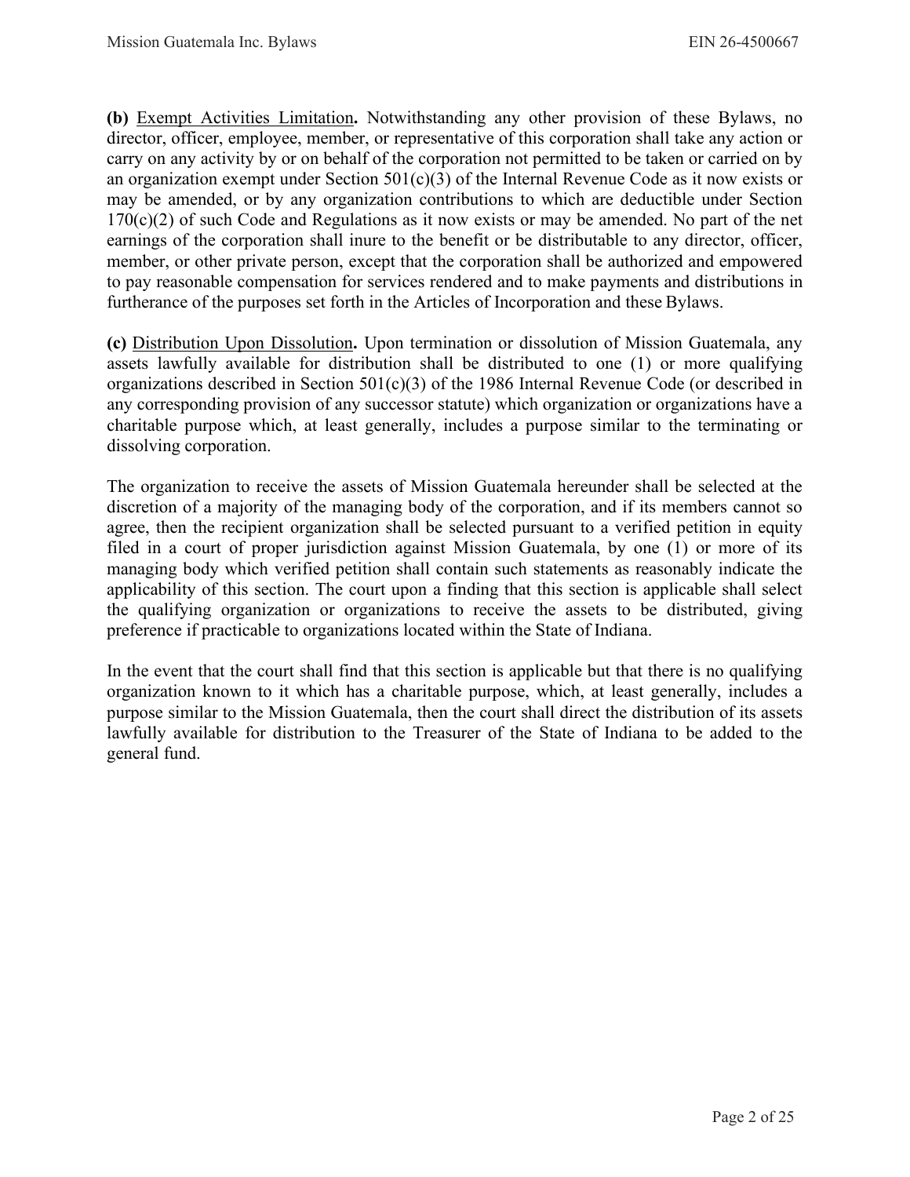**(b)** Exempt Activities Limitation**.** Notwithstanding any other provision of these Bylaws, no director, officer, employee, member, or representative of this corporation shall take any action or carry on any activity by or on behalf of the corporation not permitted to be taken or carried on by an organization exempt under Section 501(c)(3) of the Internal Revenue Code as it now exists or may be amended, or by any organization contributions to which are deductible under Section 170(c)(2) of such Code and Regulations as it now exists or may be amended. No part of the net earnings of the corporation shall inure to the benefit or be distributable to any director, officer, member, or other private person, except that the corporation shall be authorized and empowered to pay reasonable compensation for services rendered and to make payments and distributions in furtherance of the purposes set forth in the Articles of Incorporation and these Bylaws.

**(c)** Distribution Upon Dissolution**.** Upon termination or dissolution of Mission Guatemala, any assets lawfully available for distribution shall be distributed to one (1) or more qualifying organizations described in Section 501(c)(3) of the 1986 Internal Revenue Code (or described in any corresponding provision of any successor statute) which organization or organizations have a charitable purpose which, at least generally, includes a purpose similar to the terminating or dissolving corporation.

The organization to receive the assets of Mission Guatemala hereunder shall be selected at the discretion of a majority of the managing body of the corporation, and if its members cannot so agree, then the recipient organization shall be selected pursuant to a verified petition in equity filed in a court of proper jurisdiction against Mission Guatemala, by one (1) or more of its managing body which verified petition shall contain such statements as reasonably indicate the applicability of this section. The court upon a finding that this section is applicable shall select the qualifying organization or organizations to receive the assets to be distributed, giving preference if practicable to organizations located within the State of Indiana.

In the event that the court shall find that this section is applicable but that there is no qualifying organization known to it which has a charitable purpose, which, at least generally, includes a purpose similar to the Mission Guatemala, then the court shall direct the distribution of its assets lawfully available for distribution to the Treasurer of the State of Indiana to be added to the general fund.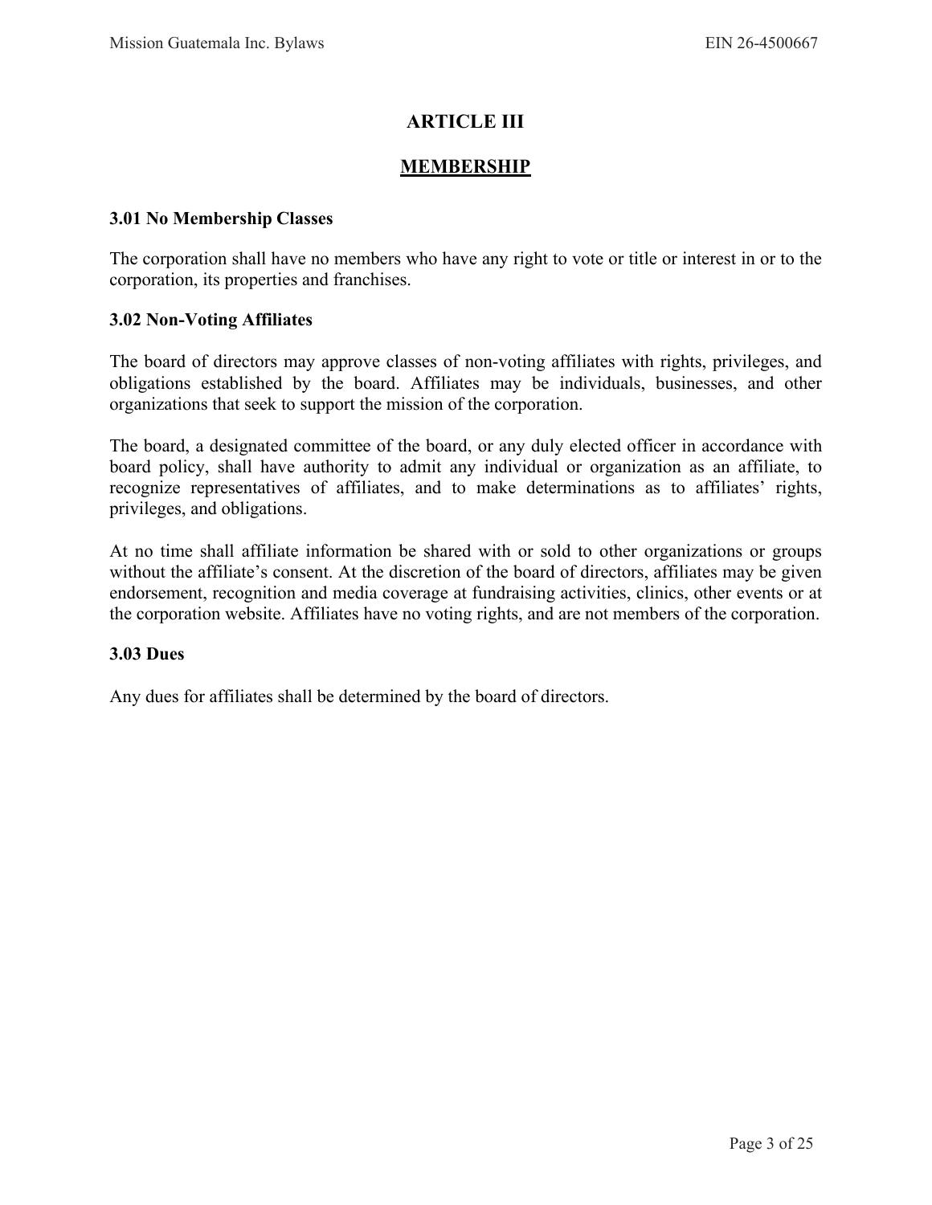# ARTICLE III

## MEMBERSHIP

### 3.01 No Membership Classes

The corporation shall have no members who have any right to vote or title or interest in or to the corporation, its properties and franchises.

### 3.02 Non-Voting Affiliates

The board of directors may approve classes of non-voting affiliates with rights, privileges, and obligations established by the board. Affiliates may be individuals, businesses, and other organizations that seek to support the mission of the corporation.

The board, a designated committee of the board, or any duly elected officer in accordance with board policy, shall have authority to admit any individual or organization as an affiliate, to recognize representatives of affiliates, and to make determinations as to affiliates' rights, privileges, and obligations.

At no time shall affiliate information be shared with or sold to other organizations or groups without the affiliate's consent. At the discretion of the board of directors, affiliates may be given endorsement, recognition and media coverage at fundraising activities, clinics, other events or at the corporation website. Affiliates have no voting rights, and are not members of the corporation.

### 3.03 Dues

Any dues for affiliates shall be determined by the board of directors.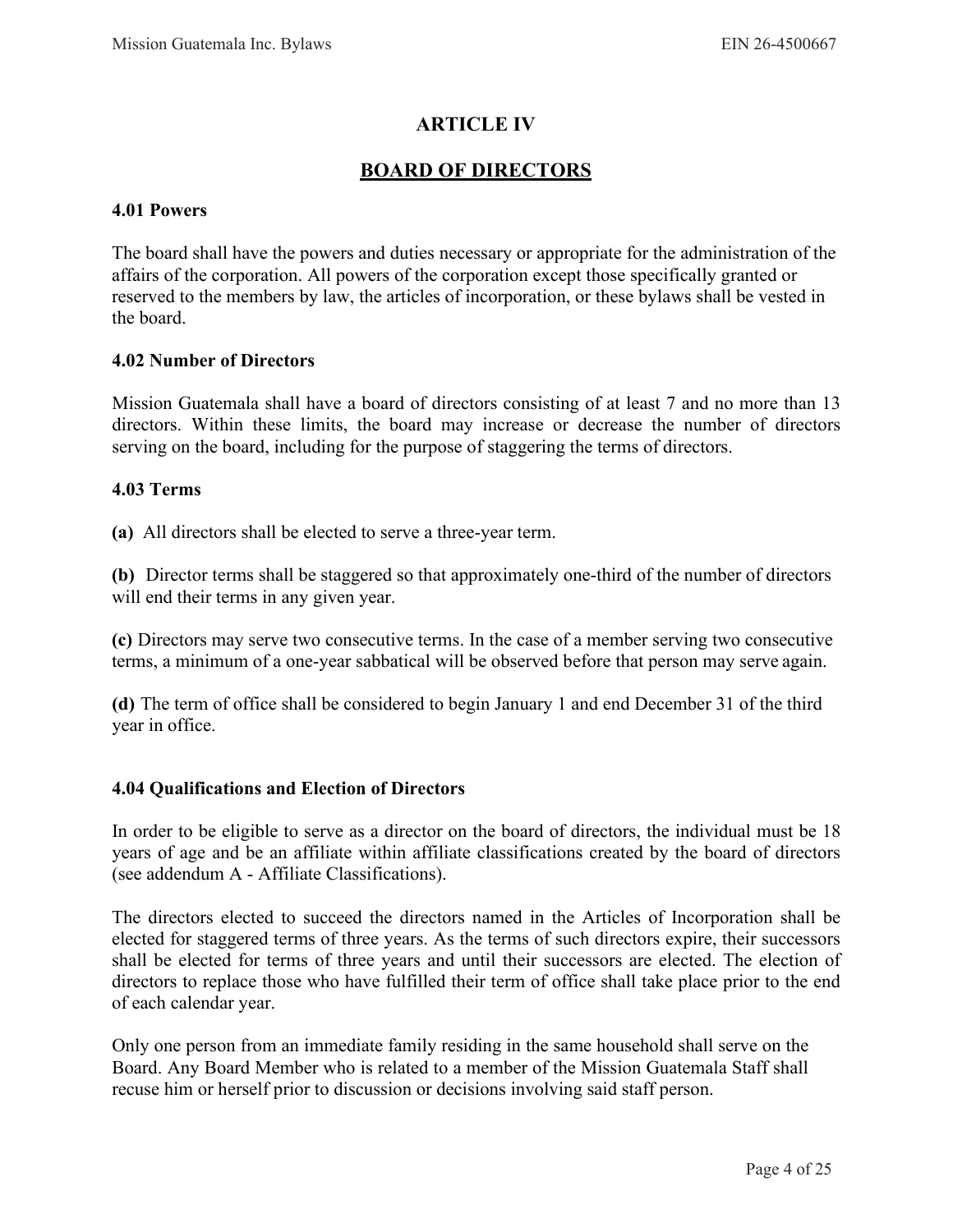# ARTICLE IV

## BOARD OF DIRECTORS

### 4.01 Powers

The board shall have the powers and duties necessary or appropriate for the administration of the affairs of the corporation. All powers of the corporation except those specifically granted or reserved to the members by law, the articles of incorporation, or these bylaws shall be vested in the board.

### 4.02 Number of Directors

Mission Guatemala shall have a board of directors consisting of at least 7 and no more than 13 directors. Within these limits, the board may increase or decrease the number of directors serving on the board, including for the purpose of staggering the terms of directors.

### 4.03 Terms

**(a)** All directors shall be elected to serve a three-year term.

**(b)** Director terms shall be staggered so that approximately one-third of the number of directors will end their terms in any given year.

**(c)** Directors may serve two consecutive terms. In the case of a member serving two consecutive terms, a minimum of a one-year sabbatical will be observed before that person may serve again.

**(d)** The term of office shall be considered to begin January 1 and end December 31 of the third year in office.

### 4.04 Qualifications and Election of Directors

In order to be eligible to serve as a director on the board of directors, the individual must be 18 years of age and be an affiliate within affiliate classifications created by the board of directors (see addendum A - Affiliate Classifications).

The directors elected to succeed the directors named in the Articles of Incorporation shall be elected for staggered terms of three years. As the terms of such directors expire, their successors shall be elected for terms of three years and until their successors are elected. The election of directors to replace those who have fulfilled their term of office shall take place prior to the end of each calendar year.

Only one person from an immediate family residing in the same household shall serve on the Board. Any Board Member who is related to a member of the Mission Guatemala Staff shall recuse him or herself prior to discussion or decisions involving said staff person.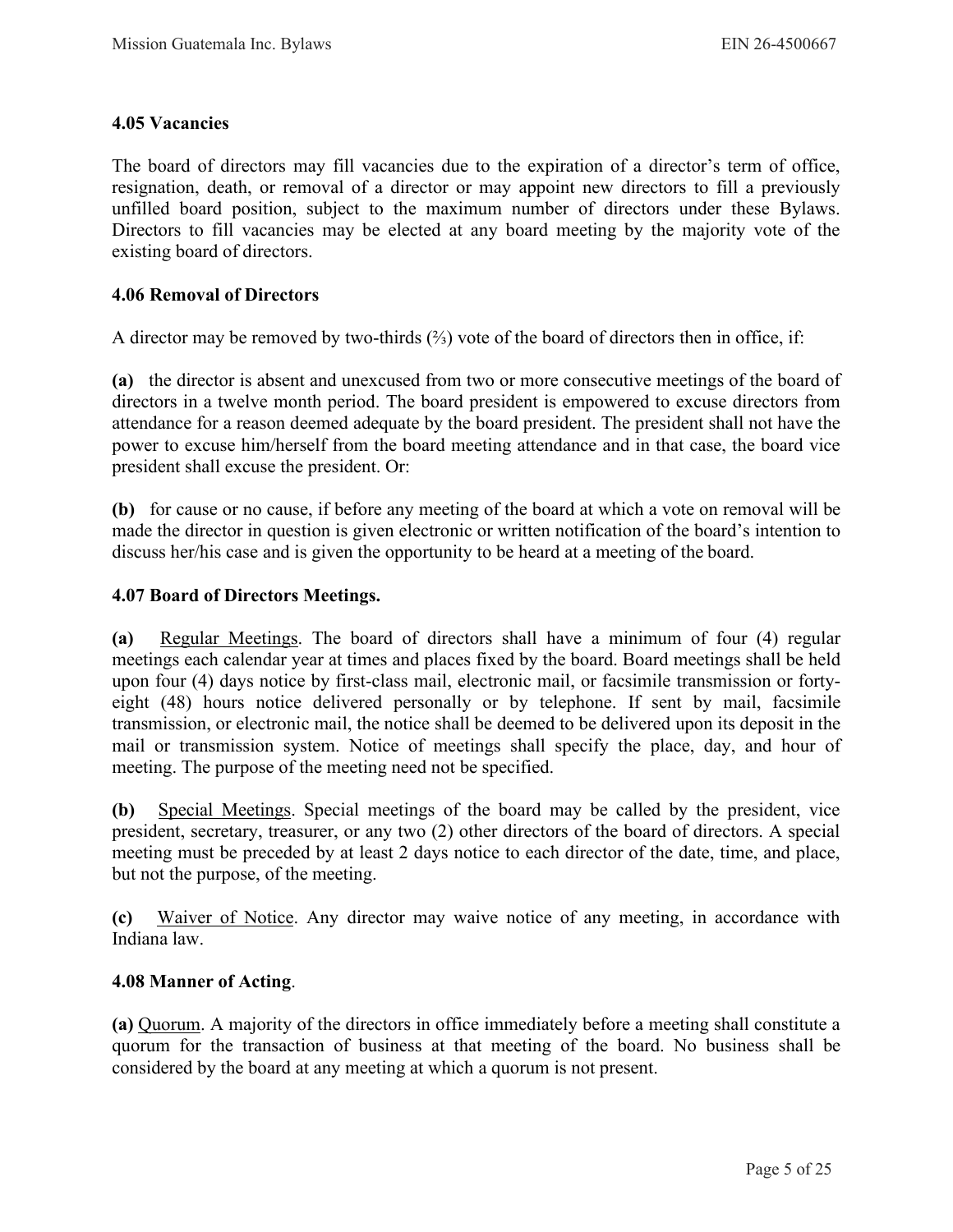**4.05 Vacancies**

The board of directors may fill vacancies due to the expiration of a director's term of office, resignation, death, or removal of a director or may appoint new directors to fill a previously unfilled board position, subject to the maximum number of directors under these Bylaws. Directors to fill vacancies may be elected at any board meeting by the majority vote of the existing board of directors.

**4.06 Removal of Directors**

A director may be removed by two-thirds (⅔) vote of the board of directors then in office, if:

**(a)** the director is absent and unexcused from two or more consecutive meetings of the board of directors in a twelve month period. The board president is empowered to excuse directors from attendance for a reason deemed adequate by the board president. The president shall not have the power to excuse him/herself from the board meeting attendance and in that case, the board vice president shall excuse the president. Or:

**(b)** for cause or no cause, if before any meeting of the board at which a vote on removal will be made the director in question is given electronic or written notification of the board's intention to discuss her/his case and is given the opportunity to be heard at a meeting of the board.

**4.07 Board of Directors Meetings.**

**(a)** Regular Meetings. The board of directors shall have a minimum of four (4) regular meetings each calendar year at times and places fixed by the board. Board meetings shall be held upon four (4) days notice by first-class mail, electronic mail, or facsimile transmission or forty-eight (48) hours notice delivered personally or by telephone. If sent by mail, facsimile transmission, or electronic mail, the notice shall be deemed to be delivered upon its deposit in the mail or transmission system. Notice of meetings shall specify the place, day, and hour of meeting. The purpose of the meeting need not be specified.

**(b)** Special Meetings. Special meetings of the board may be called by the president, vice president, secretary, treasurer, or any two (2) other directors of the board of directors. A special meeting must be preceded by at least 2 days notice to each director of the date, time, and place, but not the purpose, of the meeting.

**(c)** Waiver of Notice. Any director may waive notice of any meeting, in accordance with Indiana law.

**4.08 Manner of Acting**.

**(a)** Quorum. A majority of the directors in office immediately before a meeting shall constitute a quorum for the transaction of business at that meeting of the board. No business shall be considered by the board at any meeting at which a quorum is not present.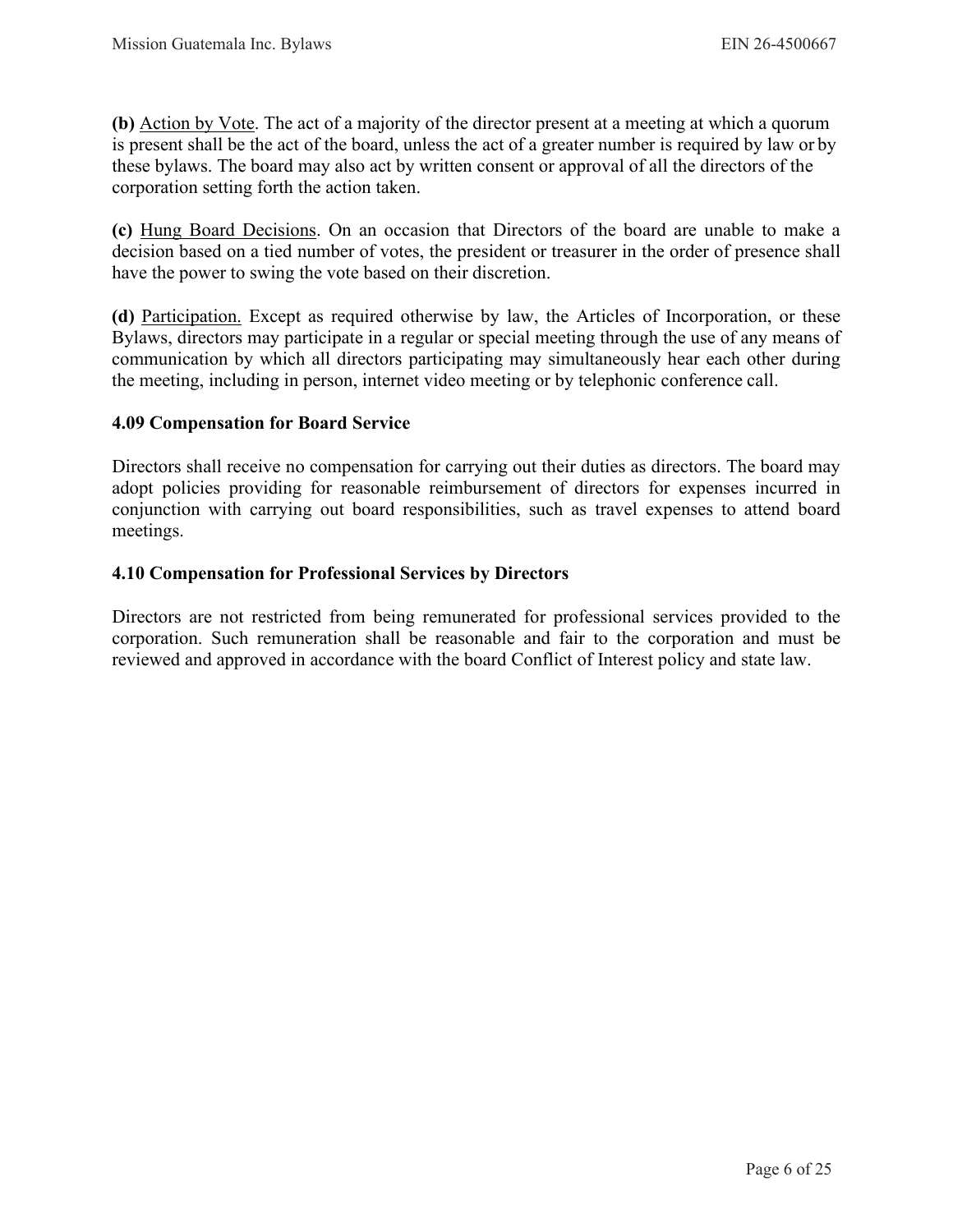**(b)** Action by Vote. The act of a majority of the director present at a meeting at which a quorum is present shall be the act of the board, unless the act of a greater number is required by law or by these bylaws. The board may also act by written consent or approval of all the directors of the corporation setting forth the action taken.

**(c)** Hung Board Decisions. On an occasion that Directors of the board are unable to make a decision based on a tied number of votes, the president or treasurer in the order of presence shall have the power to swing the vote based on their discretion.

**(d)** Participation. Except as required otherwise by law, the Articles of Incorporation, or these Bylaws, directors may participate in a regular or special meeting through the use of any means of communication by which all directors participating may simultaneously hear each other during the meeting, including in person, internet video meeting or by telephonic conference call.

### 4.09 Compensation for Board Service

Directors shall receive no compensation for carrying out their duties as directors. The board may adopt policies providing for reasonable reimbursement of directors for expenses incurred in conjunction with carrying out board responsibilities, such as travel expenses to attend board meetings.

### 4.10 Compensation for Professional Services by Directors

Directors are not restricted from being remunerated for professional services provided to the corporation. Such remuneration shall be reasonable and fair to the corporation and must be reviewed and approved in accordance with the board Conflict of Interest policy and state law.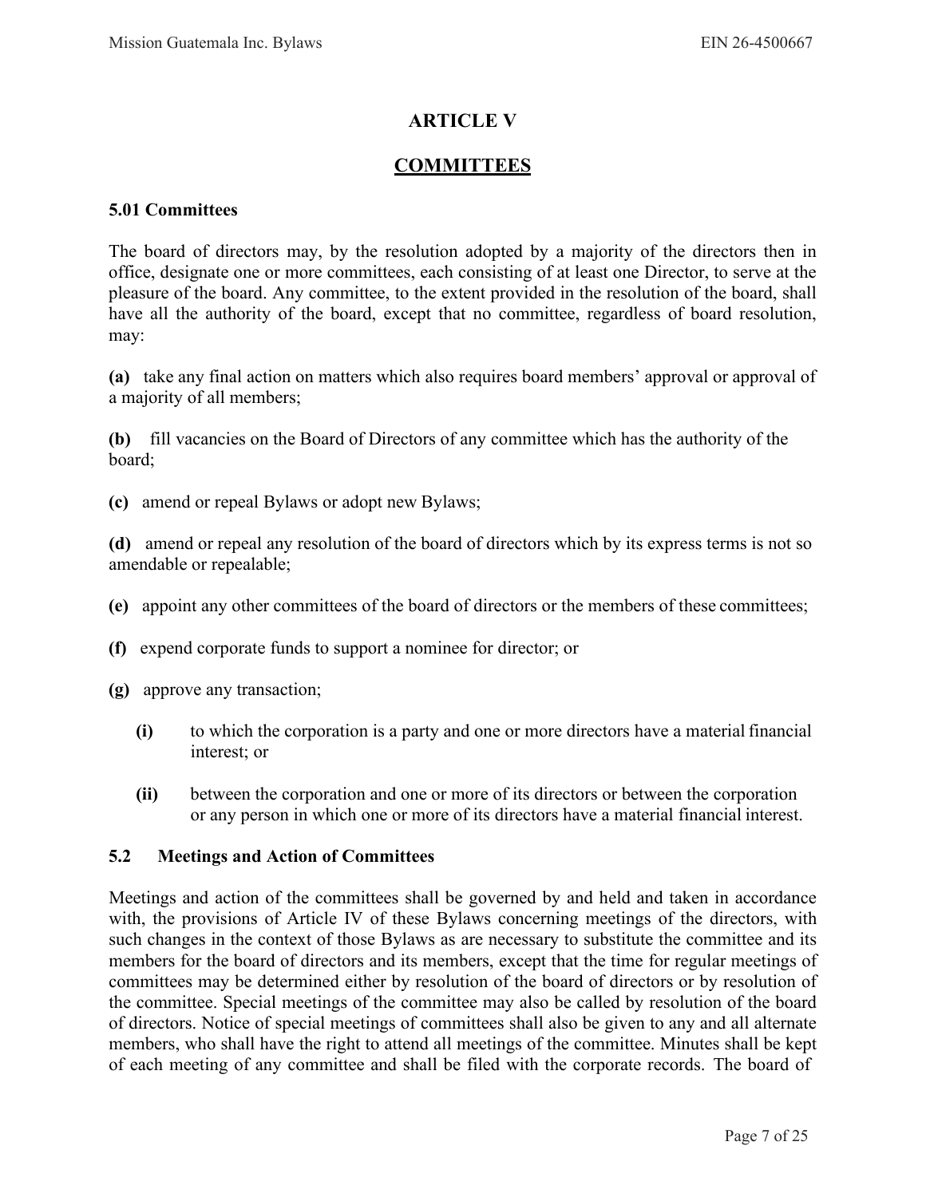# ARTICLE V

## COMMITTEES

### 5.01 Committees

The board of directors may, by the resolution adopted by a majority of the directors then in office, designate one or more committees, each consisting of at least one Director, to serve at the pleasure of the board. Any committee, to the extent provided in the resolution of the board, shall have all the authority of the board, except that no committee, regardless of board resolution, may:

**(a)** take any final action on matters which also requires board members' approval or approval of a majority of all members;

**(b)** fill vacancies on the Board of Directors of any committee which has the authority of the board;

**(c)** amend or repeal Bylaws or adopt new Bylaws;

**(d)** amend or repeal any resolution of the board of directors which by its express terms is not so amendable or repealable;

**(e)** appoint any other committees of the board of directors or the members of these committees;

**(f)** expend corporate funds to support a nominee for director; or

**(g)** approve any transaction;

> **(i)** to which the corporation is a party and one or more directors have a material financial interest; or
>
> **(ii)** between the corporation and one or more of its directors or between the corporation or any person in which one or more of its directors have a material financial interest.

### 5.2 Meetings and Action of Committees

Meetings and action of the committees shall be governed by and held and taken in accordance with, the provisions of Article IV of these Bylaws concerning meetings of the directors, with such changes in the context of those Bylaws as are necessary to substitute the committee and its members for the board of directors and its members, except that the time for regular meetings of committees may be determined either by resolution of the board of directors or by resolution of the committee. Special meetings of the committee may also be called by resolution of the board of directors. Notice of special meetings of committees shall also be given to any and all alternate members, who shall have the right to attend all meetings of the committee. Minutes shall be kept of each meeting of any committee and shall be filed with the corporate records. The board of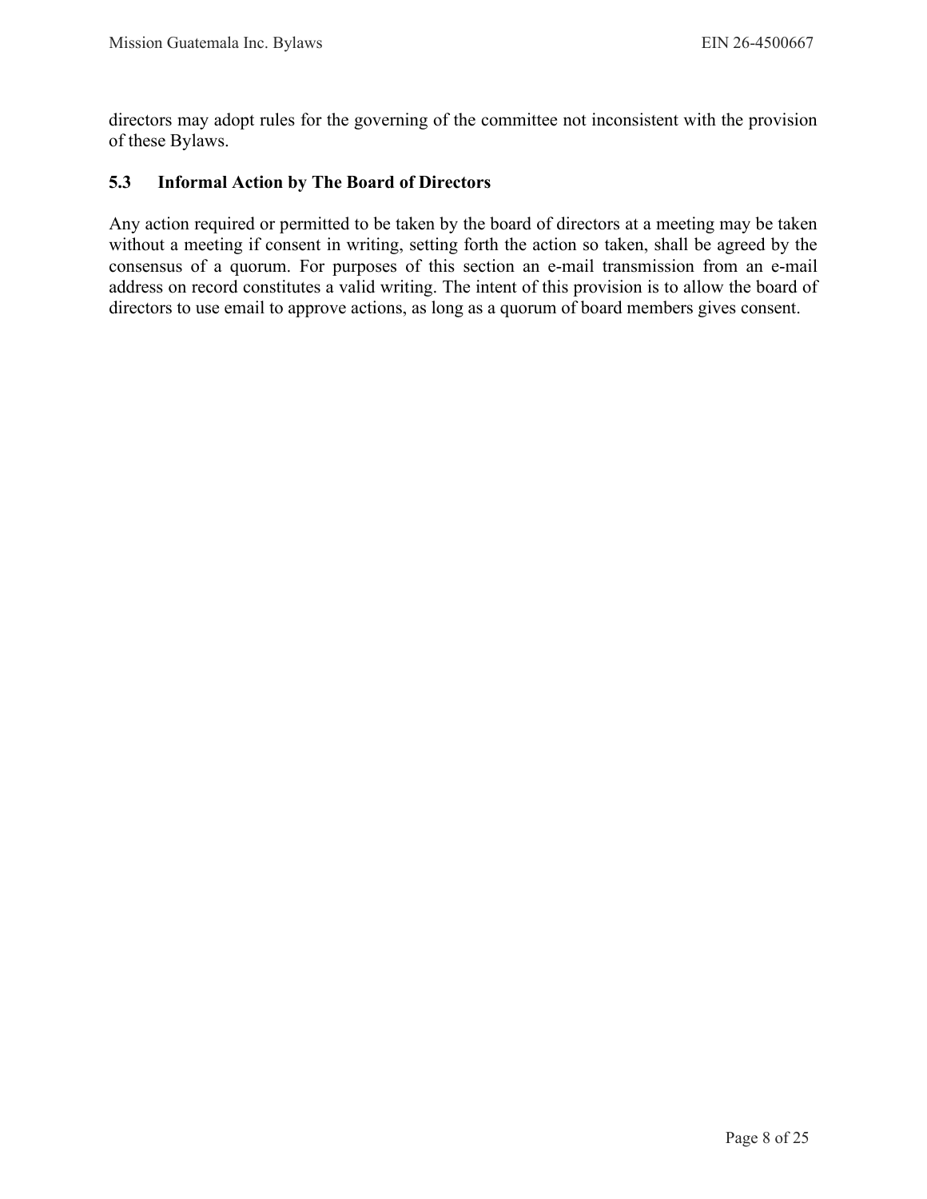directors may adopt rules for the governing of the committee not inconsistent with the provision of these Bylaws.

### 5.3 Informal Action by The Board of Directors

Any action required or permitted to be taken by the board of directors at a meeting may be taken without a meeting if consent in writing, setting forth the action so taken, shall be agreed by the consensus of a quorum. For purposes of this section an e-mail transmission from an e-mail address on record constitutes a valid writing. The intent of this provision is to allow the board of directors to use email to approve actions, as long as a quorum of board members gives consent.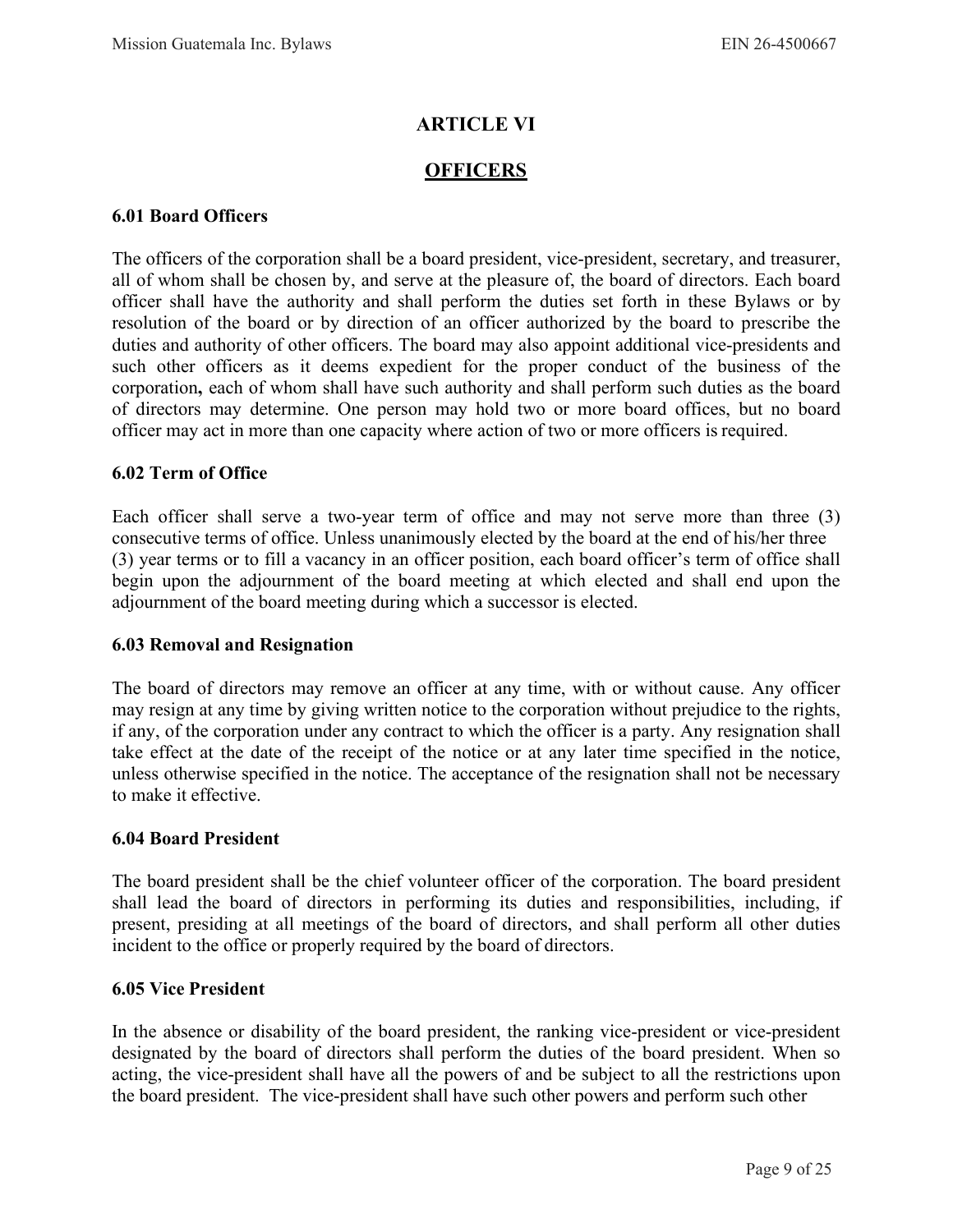# ARTICLE VI

## OFFICERS

### 6.01 Board Officers

The officers of the corporation shall be a board president, vice-president, secretary, and treasurer, all of whom shall be chosen by, and serve at the pleasure of, the board of directors. Each board officer shall have the authority and shall perform the duties set forth in these Bylaws or by resolution of the board or by direction of an officer authorized by the board to prescribe the duties and authority of other officers. The board may also appoint additional vice-presidents and such other officers as it deems expedient for the proper conduct of the business of the corporation**,** each of whom shall have such authority and shall perform such duties as the board of directors may determine. One person may hold two or more board offices, but no board officer may act in more than one capacity where action of two or more officers is required.

### 6.02 Term of Office

Each officer shall serve a two-year term of office and may not serve more than three (3) consecutive terms of office. Unless unanimously elected by the board at the end of his/her three (3) year terms or to fill a vacancy in an officer position, each board officer's term of office shall begin upon the adjournment of the board meeting at which elected and shall end upon the adjournment of the board meeting during which a successor is elected.

### 6.03 Removal and Resignation

The board of directors may remove an officer at any time, with or without cause. Any officer may resign at any time by giving written notice to the corporation without prejudice to the rights, if any, of the corporation under any contract to which the officer is a party. Any resignation shall take effect at the date of the receipt of the notice or at any later time specified in the notice, unless otherwise specified in the notice. The acceptance of the resignation shall not be necessary to make it effective.

### 6.04 Board President

The board president shall be the chief volunteer officer of the corporation. The board president shall lead the board of directors in performing its duties and responsibilities, including, if present, presiding at all meetings of the board of directors, and shall perform all other duties incident to the office or properly required by the board of directors.

### 6.05 Vice President

In the absence or disability of the board president, the ranking vice-president or vice-president designated by the board of directors shall perform the duties of the board president. When so acting, the vice-president shall have all the powers of and be subject to all the restrictions upon the board president. The vice-president shall have such other powers and perform such other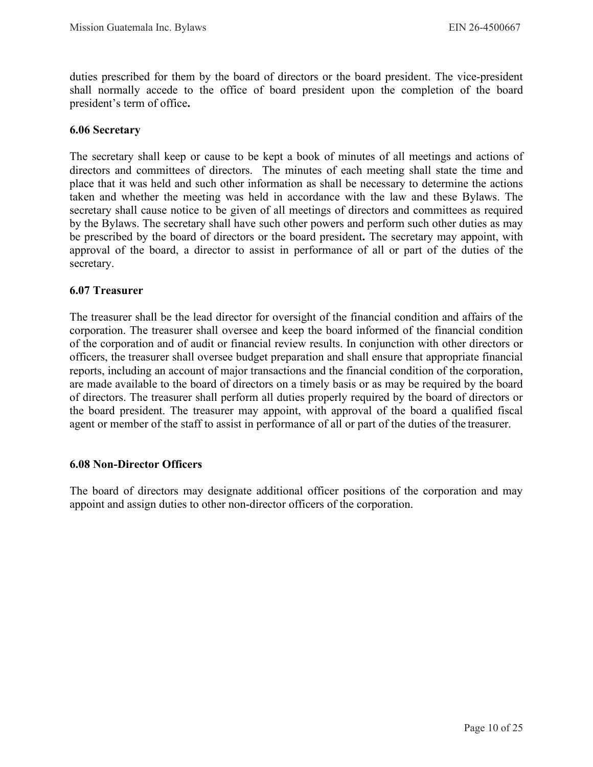duties prescribed for them by the board of directors or the board president. The vice-president shall normally accede to the office of board president upon the completion of the board president's term of office**.**

### 6.06 Secretary

The secretary shall keep or cause to be kept a book of minutes of all meetings and actions of directors and committees of directors. The minutes of each meeting shall state the time and place that it was held and such other information as shall be necessary to determine the actions taken and whether the meeting was held in accordance with the law and these Bylaws. The secretary shall cause notice to be given of all meetings of directors and committees as required by the Bylaws. The secretary shall have such other powers and perform such other duties as may be prescribed by the board of directors or the board president**.** The secretary may appoint, with approval of the board, a director to assist in performance of all or part of the duties of the secretary.

### 6.07 Treasurer

The treasurer shall be the lead director for oversight of the financial condition and affairs of the corporation. The treasurer shall oversee and keep the board informed of the financial condition of the corporation and of audit or financial review results. In conjunction with other directors or officers, the treasurer shall oversee budget preparation and shall ensure that appropriate financial reports, including an account of major transactions and the financial condition of the corporation, are made available to the board of directors on a timely basis or as may be required by the board of directors. The treasurer shall perform all duties properly required by the board of directors or the board president. The treasurer may appoint, with approval of the board a qualified fiscal agent or member of the staff to assist in performance of all or part of the duties of the treasurer.

### 6.08 Non-Director Officers

The board of directors may designate additional officer positions of the corporation and may appoint and assign duties to other non-director officers of the corporation.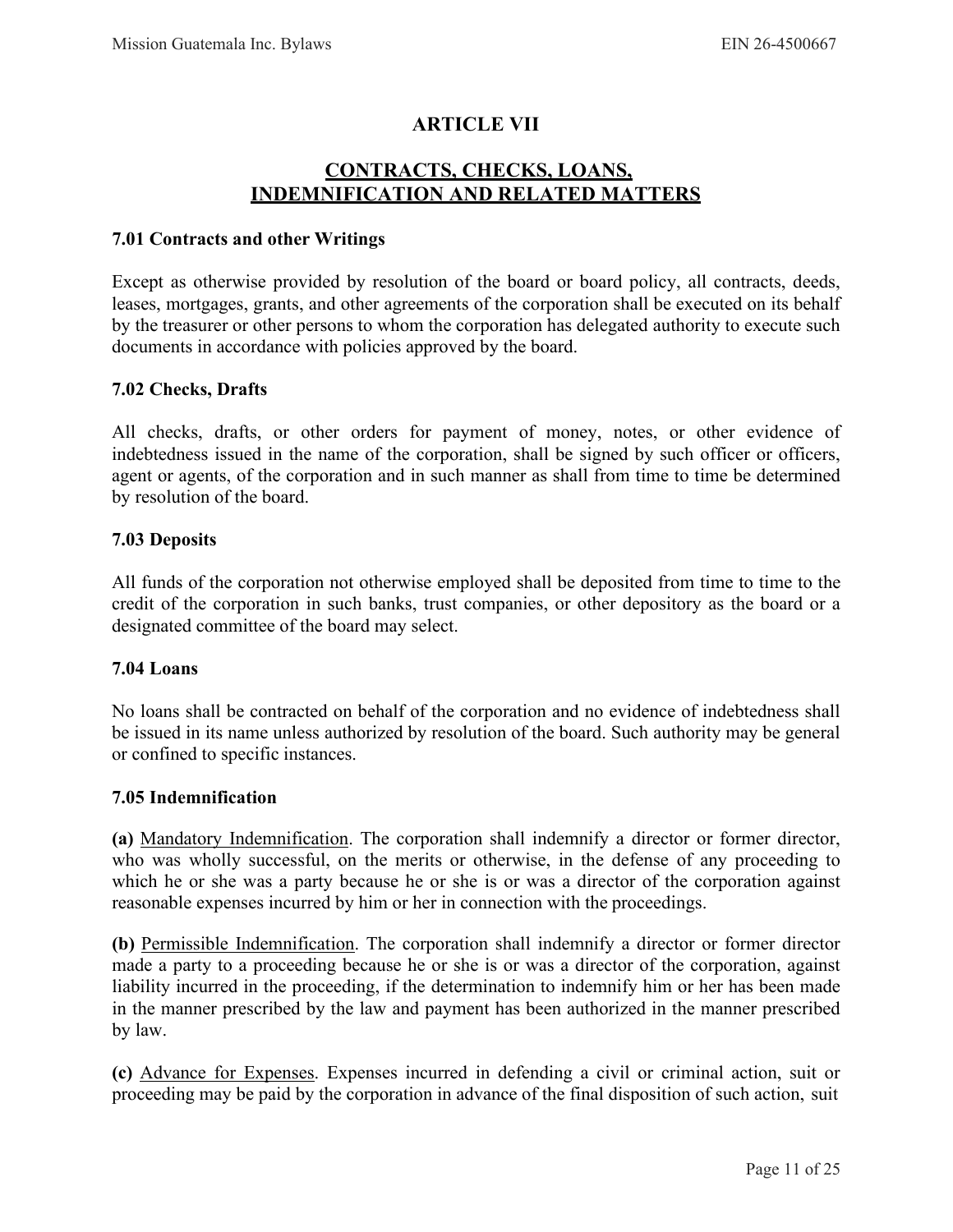## ARTICLE VII

## CONTRACTS, CHECKS, LOANS, INDEMNIFICATION AND RELATED MATTERS

### 7.01 Contracts and other Writings

Except as otherwise provided by resolution of the board or board policy, all contracts, deeds, leases, mortgages, grants, and other agreements of the corporation shall be executed on its behalf by the treasurer or other persons to whom the corporation has delegated authority to execute such documents in accordance with policies approved by the board.

### 7.02 Checks, Drafts

All checks, drafts, or other orders for payment of money, notes, or other evidence of indebtedness issued in the name of the corporation, shall be signed by such officer or officers, agent or agents, of the corporation and in such manner as shall from time to time be determined by resolution of the board.

### 7.03 Deposits

All funds of the corporation not otherwise employed shall be deposited from time to time to the credit of the corporation in such banks, trust companies, or other depository as the board or a designated committee of the board may select.

### 7.04 Loans

No loans shall be contracted on behalf of the corporation and no evidence of indebtedness shall be issued in its name unless authorized by resolution of the board. Such authority may be general or confined to specific instances.

### 7.05 Indemnification

**(a)** Mandatory Indemnification. The corporation shall indemnify a director or former director, who was wholly successful, on the merits or otherwise, in the defense of any proceeding to which he or she was a party because he or she is or was a director of the corporation against reasonable expenses incurred by him or her in connection with the proceedings.

**(b)** Permissible Indemnification. The corporation shall indemnify a director or former director made a party to a proceeding because he or she is or was a director of the corporation, against liability incurred in the proceeding, if the determination to indemnify him or her has been made in the manner prescribed by the law and payment has been authorized in the manner prescribed by law.

**(c)** Advance for Expenses. Expenses incurred in defending a civil or criminal action, suit or proceeding may be paid by the corporation in advance of the final disposition of such action, suit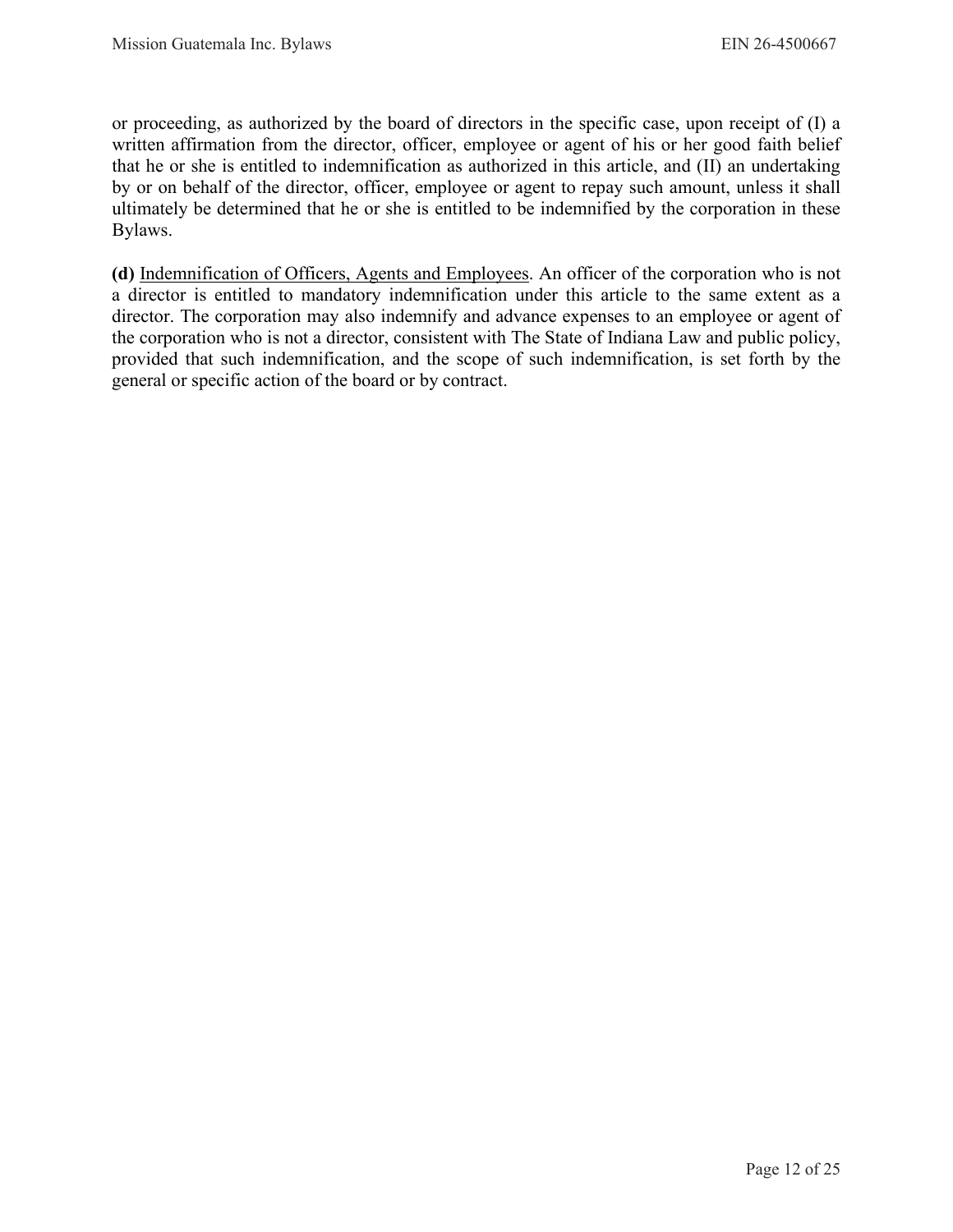or proceeding, as authorized by the board of directors in the specific case, upon receipt of (I) a written affirmation from the director, officer, employee or agent of his or her good faith belief that he or she is entitled to indemnification as authorized in this article, and (II) an undertaking by or on behalf of the director, officer, employee or agent to repay such amount, unless it shall ultimately be determined that he or she is entitled to be indemnified by the corporation in these Bylaws.

**(d)** Indemnification of Officers, Agents and Employees. An officer of the corporation who is not a director is entitled to mandatory indemnification under this article to the same extent as a director. The corporation may also indemnify and advance expenses to an employee or agent of the corporation who is not a director, consistent with The State of Indiana Law and public policy, provided that such indemnification, and the scope of such indemnification, is set forth by the general or specific action of the board or by contract.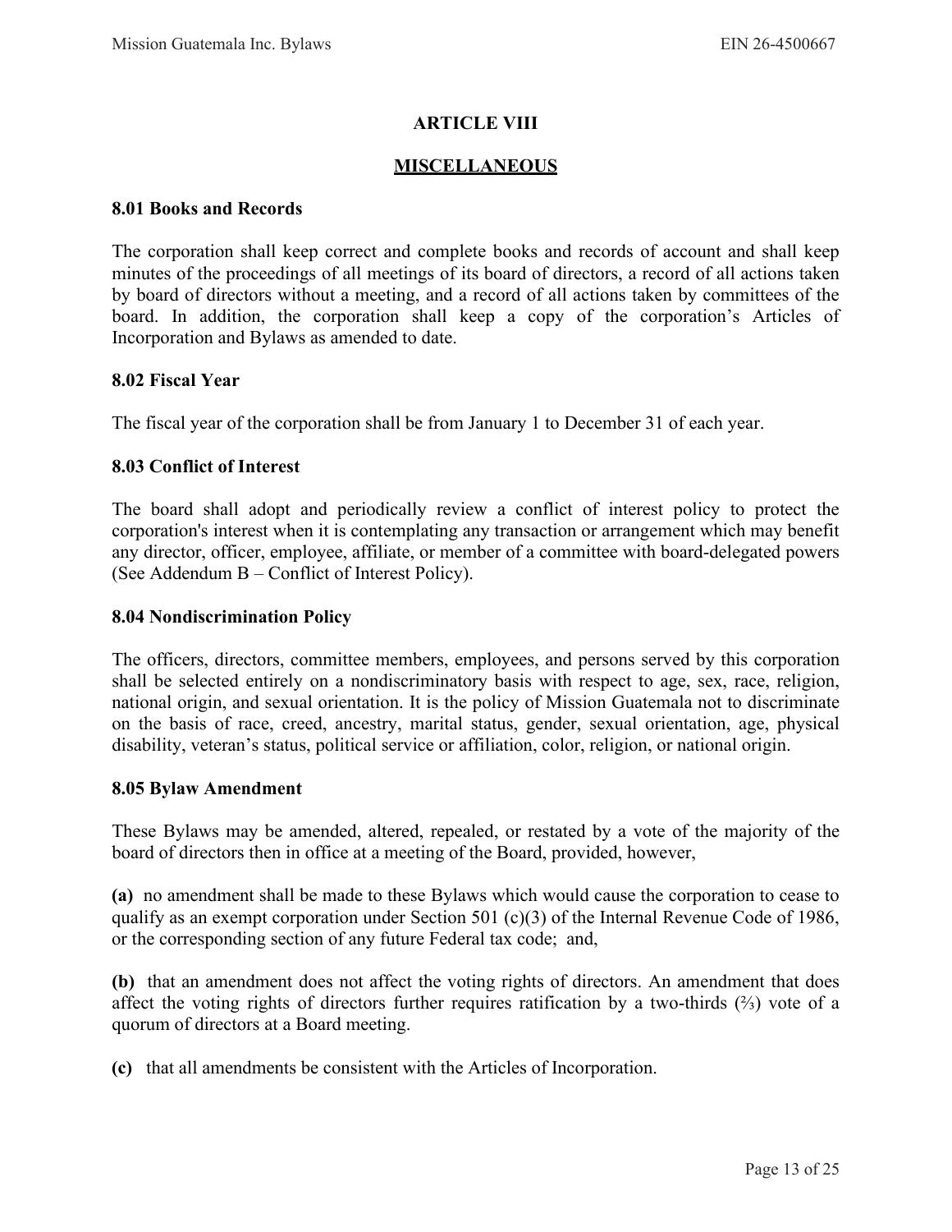# ARTICLE VIII

## MISCELLANEOUS

### 8.01 Books and Records

The corporation shall keep correct and complete books and records of account and shall keep minutes of the proceedings of all meetings of its board of directors, a record of all actions taken by board of directors without a meeting, and a record of all actions taken by committees of the board. In addition, the corporation shall keep a copy of the corporation's Articles of Incorporation and Bylaws as amended to date.

### 8.02 Fiscal Year

The fiscal year of the corporation shall be from January 1 to December 31 of each year.

### 8.03 Conflict of Interest

The board shall adopt and periodically review a conflict of interest policy to protect the corporation's interest when it is contemplating any transaction or arrangement which may benefit any director, officer, employee, affiliate, or member of a committee with board-delegated powers (See Addendum B – Conflict of Interest Policy).

### 8.04 Nondiscrimination Policy

The officers, directors, committee members, employees, and persons served by this corporation shall be selected entirely on a nondiscriminatory basis with respect to age, sex, race, religion, national origin, and sexual orientation. It is the policy of Mission Guatemala not to discriminate on the basis of race, creed, ancestry, marital status, gender, sexual orientation, age, physical disability, veteran's status, political service or affiliation, color, religion, or national origin.

### 8.05 Bylaw Amendment

These Bylaws may be amended, altered, repealed, or restated by a vote of the majority of the board of directors then in office at a meeting of the Board, provided, however,

**(a)** no amendment shall be made to these Bylaws which would cause the corporation to cease to qualify as an exempt corporation under Section 501 (c)(3) of the Internal Revenue Code of 1986, or the corresponding section of any future Federal tax code; and,

**(b)** that an amendment does not affect the voting rights of directors. An amendment that does affect the voting rights of directors further requires ratification by a two-thirds (⅔) vote of a quorum of directors at a Board meeting.

**(c)** that all amendments be consistent with the Articles of Incorporation.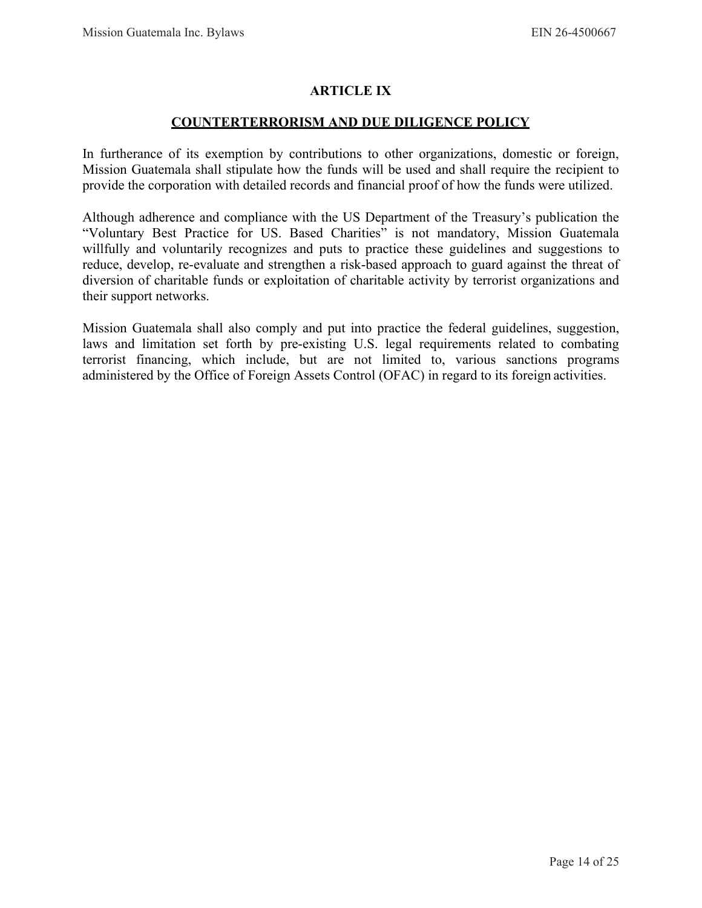## ARTICLE IX

## COUNTERTERRORISM AND DUE DILIGENCE POLICY

In furtherance of its exemption by contributions to other organizations, domestic or foreign, Mission Guatemala shall stipulate how the funds will be used and shall require the recipient to provide the corporation with detailed records and financial proof of how the funds were utilized.

Although adherence and compliance with the US Department of the Treasury's publication the "Voluntary Best Practice for US. Based Charities" is not mandatory, Mission Guatemala willfully and voluntarily recognizes and puts to practice these guidelines and suggestions to reduce, develop, re-evaluate and strengthen a risk-based approach to guard against the threat of diversion of charitable funds or exploitation of charitable activity by terrorist organizations and their support networks.

Mission Guatemala shall also comply and put into practice the federal guidelines, suggestion, laws and limitation set forth by pre-existing U.S. legal requirements related to combating terrorist financing, which include, but are not limited to, various sanctions programs administered by the Office of Foreign Assets Control (OFAC) in regard to its foreign activities.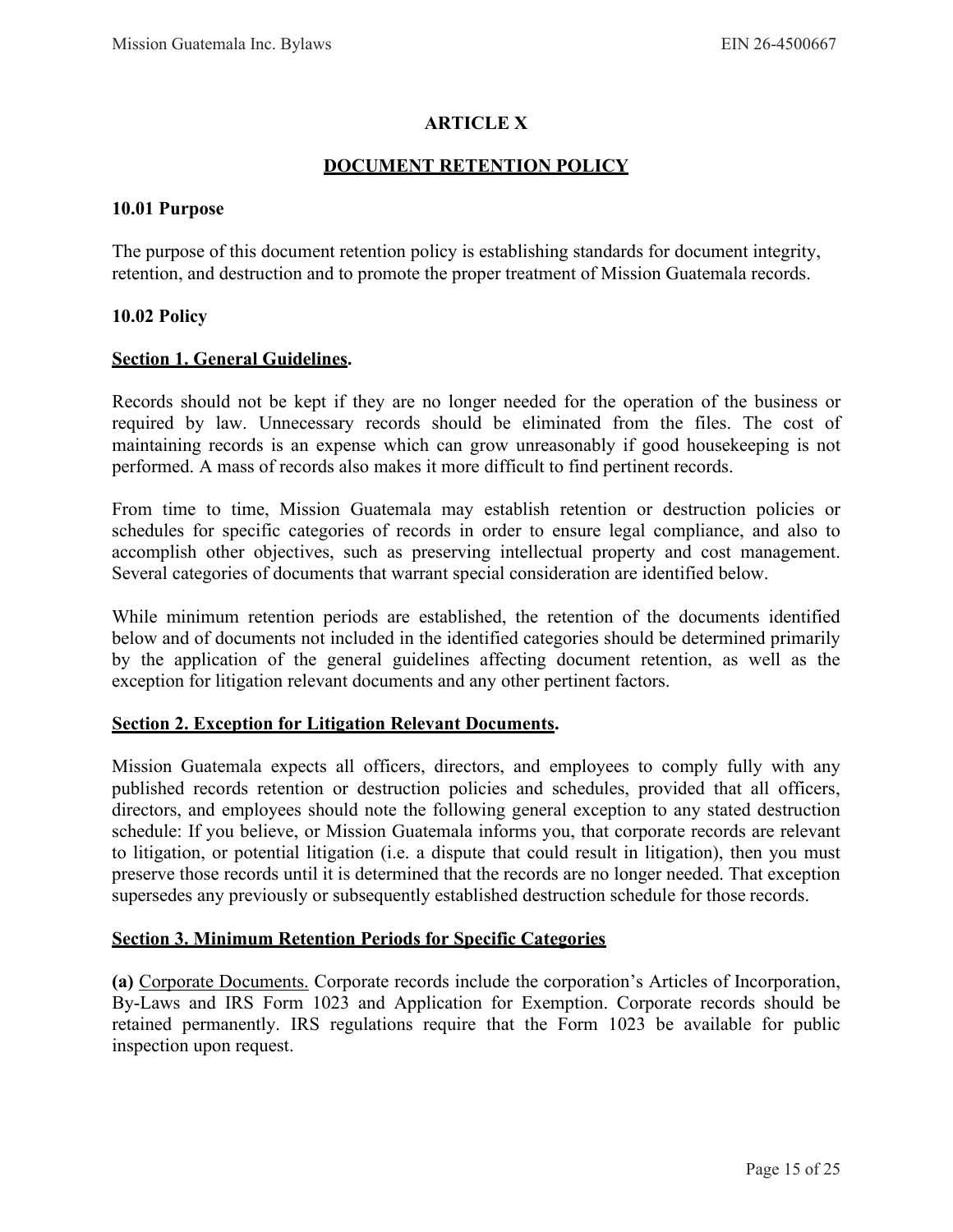# ARTICLE X

## DOCUMENT RETENTION POLICY

### 10.01 Purpose

The purpose of this document retention policy is establishing standards for document integrity, retention, and destruction and to promote the proper treatment of Mission Guatemala records.

### 10.02 Policy

**Section 1. General Guidelines.**

Records should not be kept if they are no longer needed for the operation of the business or required by law. Unnecessary records should be eliminated from the files. The cost of maintaining records is an expense which can grow unreasonably if good housekeeping is not performed. A mass of records also makes it more difficult to find pertinent records.

From time to time, Mission Guatemala may establish retention or destruction policies or schedules for specific categories of records in order to ensure legal compliance, and also to accomplish other objectives, such as preserving intellectual property and cost management. Several categories of documents that warrant special consideration are identified below.

While minimum retention periods are established, the retention of the documents identified below and of documents not included in the identified categories should be determined primarily by the application of the general guidelines affecting document retention, as well as the exception for litigation relevant documents and any other pertinent factors.

**Section 2. Exception for Litigation Relevant Documents.**

Mission Guatemala expects all officers, directors, and employees to comply fully with any published records retention or destruction policies and schedules, provided that all officers, directors, and employees should note the following general exception to any stated destruction schedule: If you believe, or Mission Guatemala informs you, that corporate records are relevant to litigation, or potential litigation (i.e. a dispute that could result in litigation), then you must preserve those records until it is determined that the records are no longer needed. That exception supersedes any previously or subsequently established destruction schedule for those records.

**Section 3. Minimum Retention Periods for Specific Categories**

**(a)** Corporate Documents. Corporate records include the corporation's Articles of Incorporation, By-Laws and IRS Form 1023 and Application for Exemption. Corporate records should be retained permanently. IRS regulations require that the Form 1023 be available for public inspection upon request.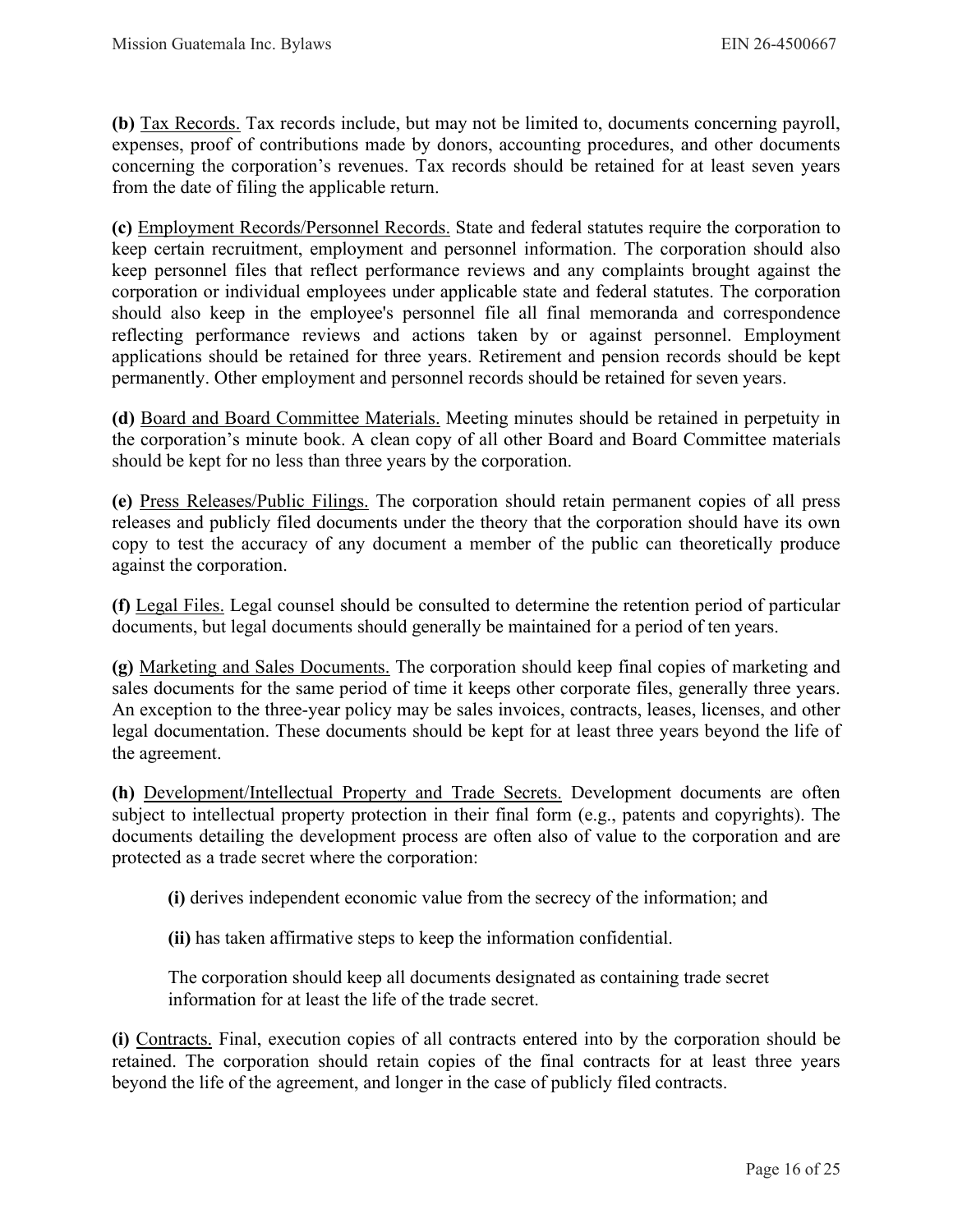**(b)** <u>Tax Records.</u> Tax records include, but may not be limited to, documents concerning payroll, expenses, proof of contributions made by donors, accounting procedures, and other documents concerning the corporation's revenues. Tax records should be retained for at least seven years from the date of filing the applicable return.

**(c)** <u>Employment Records/Personnel Records.</u> State and federal statutes require the corporation to keep certain recruitment, employment and personnel information. The corporation should also keep personnel files that reflect performance reviews and any complaints brought against the corporation or individual employees under applicable state and federal statutes. The corporation should also keep in the employee's personnel file all final memoranda and correspondence reflecting performance reviews and actions taken by or against personnel. Employment applications should be retained for three years. Retirement and pension records should be kept permanently. Other employment and personnel records should be retained for seven years.

**(d)** <u>Board and Board Committee Materials.</u> Meeting minutes should be retained in perpetuity in the corporation's minute book. A clean copy of all other Board and Board Committee materials should be kept for no less than three years by the corporation.

**(e)** <u>Press Releases/Public Filings.</u> The corporation should retain permanent copies of all press releases and publicly filed documents under the theory that the corporation should have its own copy to test the accuracy of any document a member of the public can theoretically produce against the corporation.

**(f)** <u>Legal Files.</u> Legal counsel should be consulted to determine the retention period of particular documents, but legal documents should generally be maintained for a period of ten years.

**(g)** <u>Marketing and Sales Documents.</u> The corporation should keep final copies of marketing and sales documents for the same period of time it keeps other corporate files, generally three years. An exception to the three-year policy may be sales invoices, contracts, leases, licenses, and other legal documentation. These documents should be kept for at least three years beyond the life of the agreement.

**(h)** <u>Development/Intellectual Property and Trade Secrets.</u> Development documents are often subject to intellectual property protection in their final form (e.g., patents and copyrights). The documents detailing the development process are often also of value to the corporation and are protected as a trade secret where the corporation:

> **(i)** derives independent economic value from the secrecy of the information; and
>
> **(ii)** has taken affirmative steps to keep the information confidential.
>
> The corporation should keep all documents designated as containing trade secret information for at least the life of the trade secret.

**(i)** <u>Contracts.</u> Final, execution copies of all contracts entered into by the corporation should be retained. The corporation should retain copies of the final contracts for at least three years beyond the life of the agreement, and longer in the case of publicly filed contracts.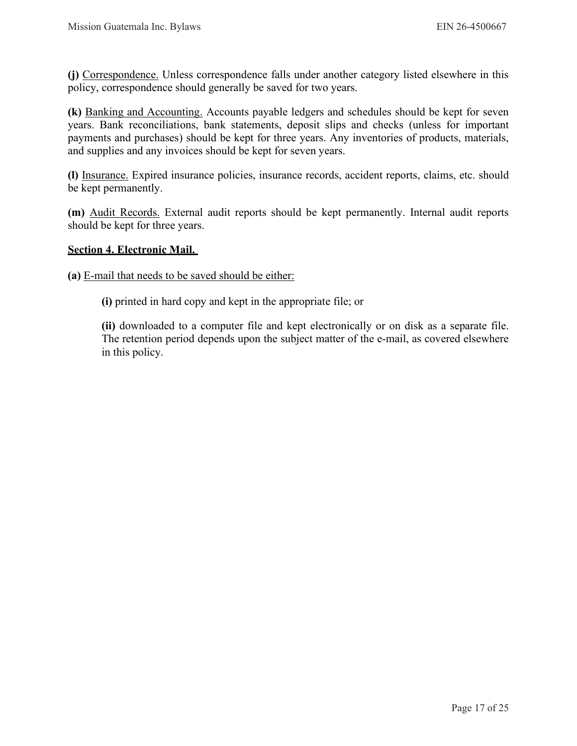**(j)** <u>Correspondence.</u> Unless correspondence falls under another category listed elsewhere in this policy, correspondence should generally be saved for two years.

**(k)** <u>Banking and Accounting.</u> Accounts payable ledgers and schedules should be kept for seven years. Bank reconciliations, bank statements, deposit slips and checks (unless for important payments and purchases) should be kept for three years. Any inventories of products, materials, and supplies and any invoices should be kept for seven years.

**(l)** <u>Insurance.</u> Expired insurance policies, insurance records, accident reports, claims, etc. should be kept permanently.

**(m)** <u>Audit Records.</u> External audit reports should be kept permanently. Internal audit reports should be kept for three years.

## <u>Section 4. Electronic Mail.</u>

**(a)** <u>E-mail that needs to be saved should be either:</u>

> **(i)** printed in hard copy and kept in the appropriate file; or
>
> **(ii)** downloaded to a computer file and kept electronically or on disk as a separate file. The retention period depends upon the subject matter of the e-mail, as covered elsewhere in this policy.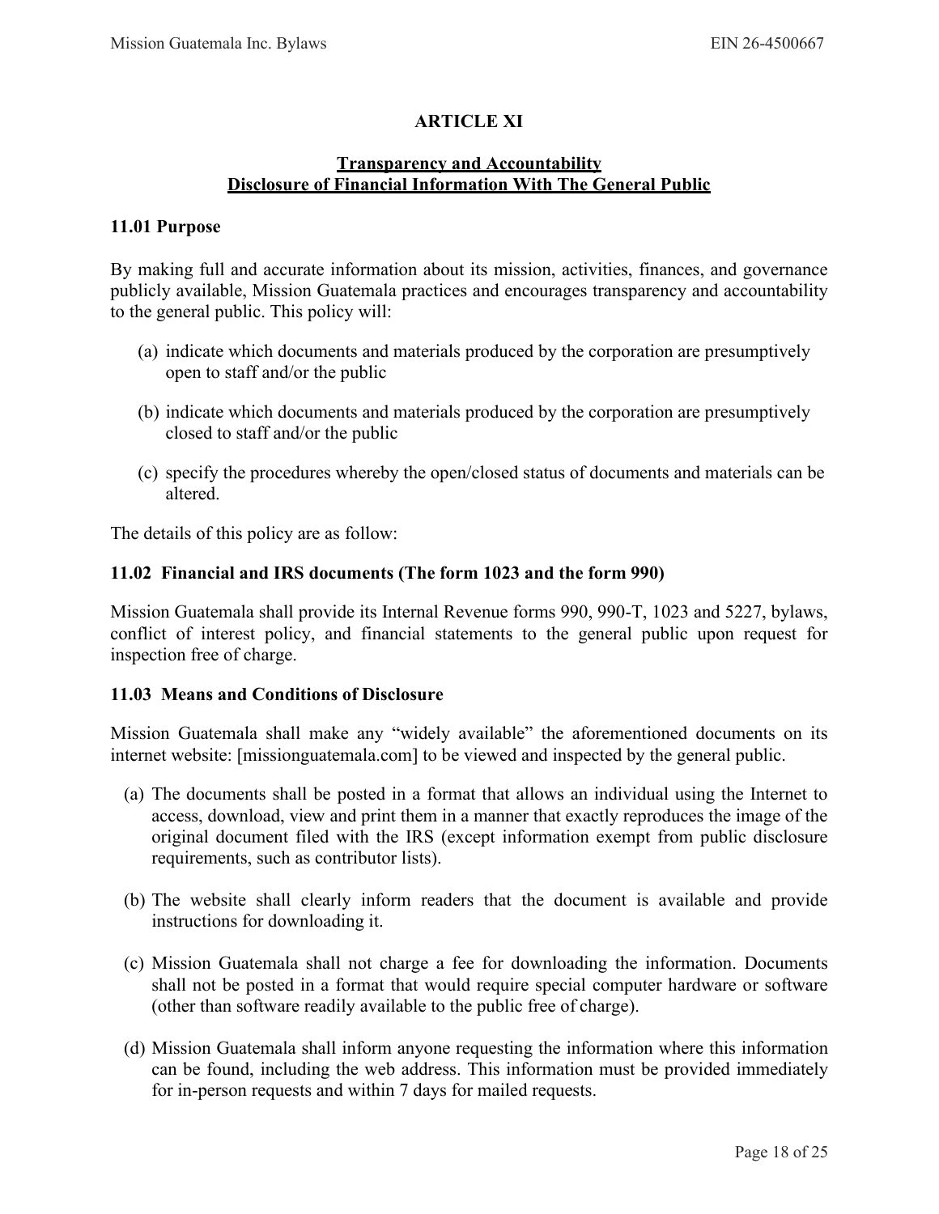## ARTICLE XI

### Transparency and Accountability
### Disclosure of Financial Information With The General Public

**11.01 Purpose**

By making full and accurate information about its mission, activities, finances, and governance publicly available, Mission Guatemala practices and encourages transparency and accountability to the general public. This policy will:

(a) indicate which documents and materials produced by the corporation are presumptively open to staff and/or the public

(b) indicate which documents and materials produced by the corporation are presumptively closed to staff and/or the public

(c) specify the procedures whereby the open/closed status of documents and materials can be altered.

The details of this policy are as follow:

**11.02 Financial and IRS documents (The form 1023 and the form 990)**

Mission Guatemala shall provide its Internal Revenue forms 990, 990-T, 1023 and 5227, bylaws, conflict of interest policy, and financial statements to the general public upon request for inspection free of charge.

**11.03 Means and Conditions of Disclosure**

Mission Guatemala shall make any "widely available" the aforementioned documents on its internet website: [missionguatemala.com] to be viewed and inspected by the general public.

(a) The documents shall be posted in a format that allows an individual using the Internet to access, download, view and print them in a manner that exactly reproduces the image of the original document filed with the IRS (except information exempt from public disclosure requirements, such as contributor lists).

(b) The website shall clearly inform readers that the document is available and provide instructions for downloading it.

(c) Mission Guatemala shall not charge a fee for downloading the information. Documents shall not be posted in a format that would require special computer hardware or software (other than software readily available to the public free of charge).

(d) Mission Guatemala shall inform anyone requesting the information where this information can be found, including the web address. This information must be provided immediately for in-person requests and within 7 days for mailed requests.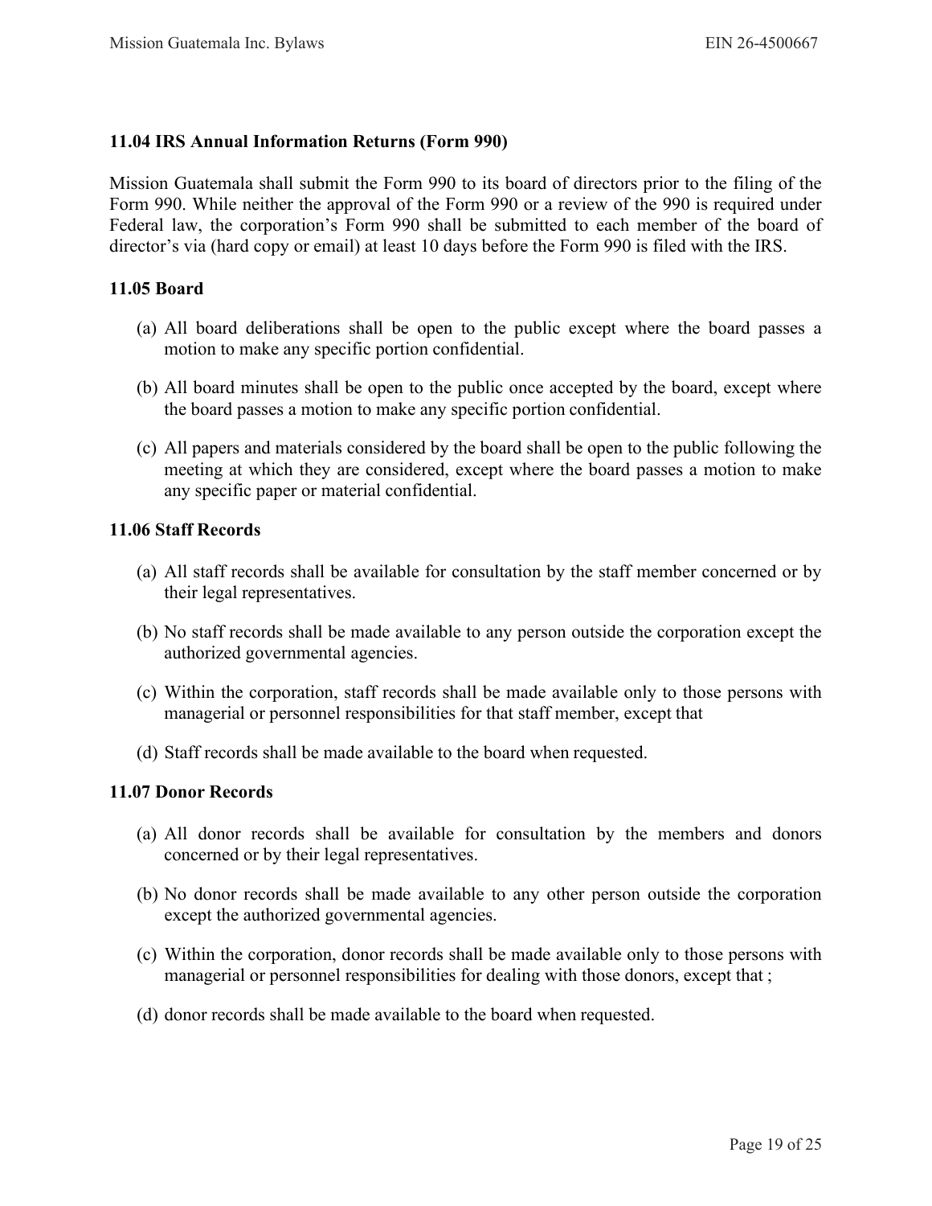### 11.04 IRS Annual Information Returns (Form 990)

Mission Guatemala shall submit the Form 990 to its board of directors prior to the filing of the Form 990. While neither the approval of the Form 990 or a review of the 990 is required under Federal law, the corporation's Form 990 shall be submitted to each member of the board of director's via (hard copy or email) at least 10 days before the Form 990 is filed with the IRS.

### 11.05 Board

(a) All board deliberations shall be open to the public except where the board passes a motion to make any specific portion confidential.

(b) All board minutes shall be open to the public once accepted by the board, except where the board passes a motion to make any specific portion confidential.

(c) All papers and materials considered by the board shall be open to the public following the meeting at which they are considered, except where the board passes a motion to make any specific paper or material confidential.

### 11.06 Staff Records

(a) All staff records shall be available for consultation by the staff member concerned or by their legal representatives.

(b) No staff records shall be made available to any person outside the corporation except the authorized governmental agencies.

(c) Within the corporation, staff records shall be made available only to those persons with managerial or personnel responsibilities for that staff member, except that

(d) Staff records shall be made available to the board when requested.

### 11.07 Donor Records

(a) All donor records shall be available for consultation by the members and donors concerned or by their legal representatives.

(b) No donor records shall be made available to any other person outside the corporation except the authorized governmental agencies.

(c) Within the corporation, donor records shall be made available only to those persons with managerial or personnel responsibilities for dealing with those donors, except that ;

(d) donor records shall be made available to the board when requested.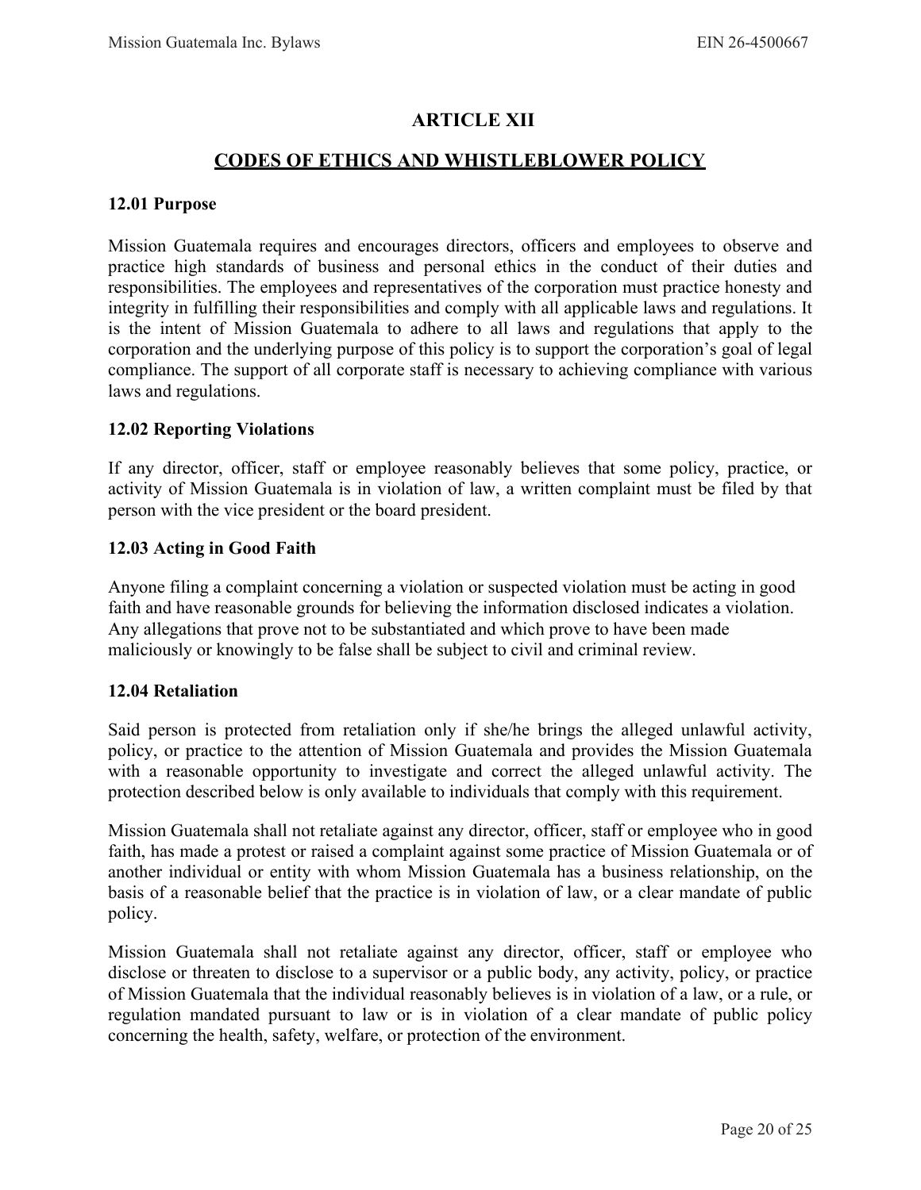# ARTICLE XII

## CODES OF ETHICS AND WHISTLEBLOWER POLICY

### 12.01 Purpose

Mission Guatemala requires and encourages directors, officers and employees to observe and practice high standards of business and personal ethics in the conduct of their duties and responsibilities. The employees and representatives of the corporation must practice honesty and integrity in fulfilling their responsibilities and comply with all applicable laws and regulations. It is the intent of Mission Guatemala to adhere to all laws and regulations that apply to the corporation and the underlying purpose of this policy is to support the corporation's goal of legal compliance. The support of all corporate staff is necessary to achieving compliance with various laws and regulations.

### 12.02 Reporting Violations

If any director, officer, staff or employee reasonably believes that some policy, practice, or activity of Mission Guatemala is in violation of law, a written complaint must be filed by that person with the vice president or the board president.

### 12.03 Acting in Good Faith

Anyone filing a complaint concerning a violation or suspected violation must be acting in good faith and have reasonable grounds for believing the information disclosed indicates a violation. Any allegations that prove not to be substantiated and which prove to have been made maliciously or knowingly to be false shall be subject to civil and criminal review.

### 12.04 Retaliation

Said person is protected from retaliation only if she/he brings the alleged unlawful activity, policy, or practice to the attention of Mission Guatemala and provides the Mission Guatemala with a reasonable opportunity to investigate and correct the alleged unlawful activity. The protection described below is only available to individuals that comply with this requirement.

Mission Guatemala shall not retaliate against any director, officer, staff or employee who in good faith, has made a protest or raised a complaint against some practice of Mission Guatemala or of another individual or entity with whom Mission Guatemala has a business relationship, on the basis of a reasonable belief that the practice is in violation of law, or a clear mandate of public policy.

Mission Guatemala shall not retaliate against any director, officer, staff or employee who disclose or threaten to disclose to a supervisor or a public body, any activity, policy, or practice of Mission Guatemala that the individual reasonably believes is in violation of a law, or a rule, or regulation mandated pursuant to law or is in violation of a clear mandate of public policy concerning the health, safety, welfare, or protection of the environment.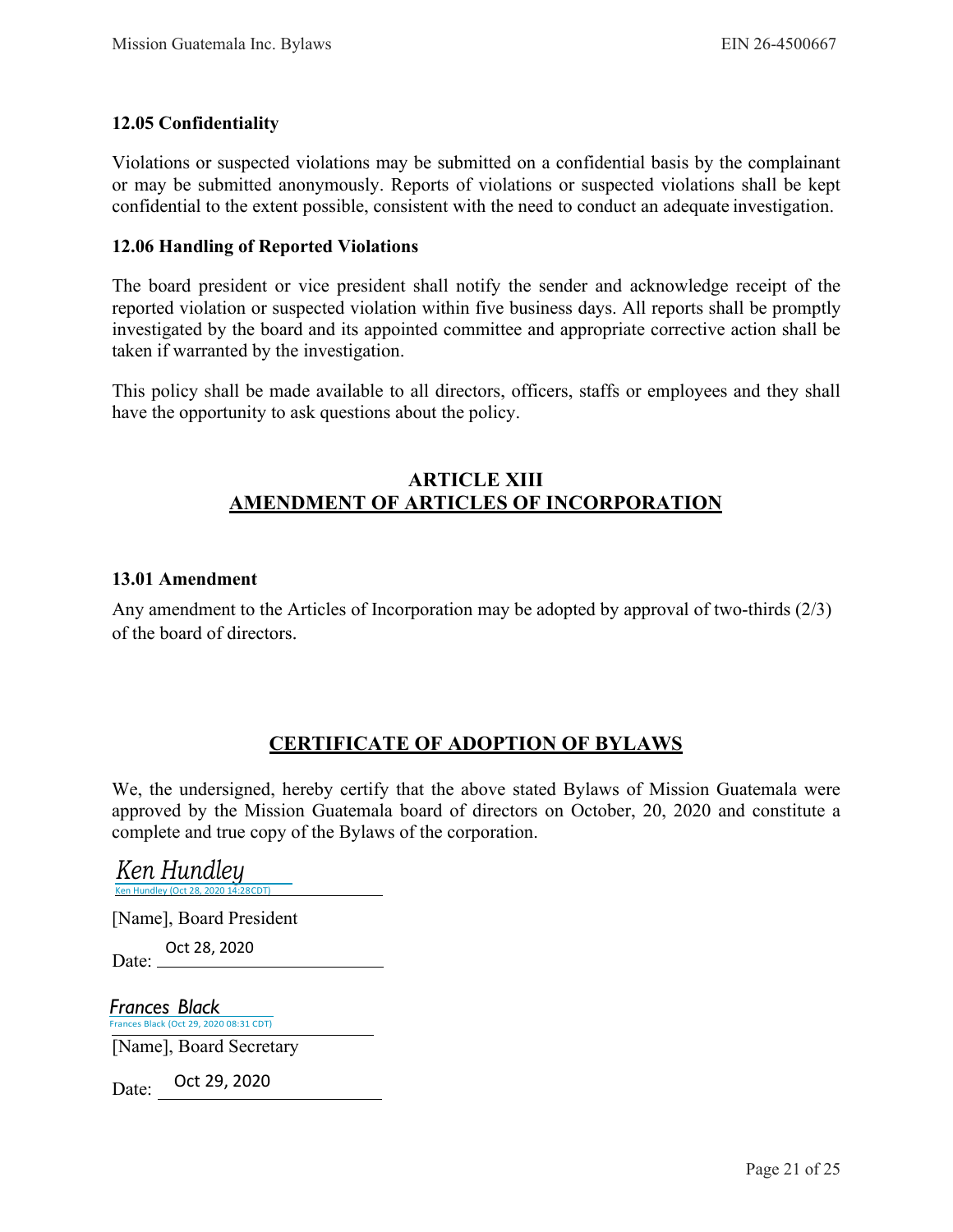### 12.05 Confidentiality

Violations or suspected violations may be submitted on a confidential basis by the complainant or may be submitted anonymously. Reports of violations or suspected violations shall be kept confidential to the extent possible, consistent with the need to conduct an adequate investigation.

### 12.06 Handling of Reported Violations

The board president or vice president shall notify the sender and acknowledge receipt of the reported violation or suspected violation within five business days. All reports shall be promptly investigated by the board and its appointed committee and appropriate corrective action shall be taken if warranted by the investigation.

This policy shall be made available to all directors, officers, staffs or employees and they shall have the opportunity to ask questions about the policy.

## ARTICLE XIII
## AMENDMENT OF ARTICLES OF INCORPORATION

### 13.01 Amendment

Any amendment to the Articles of Incorporation may be adopted by approval of two-thirds (2/3) of the board of directors.

## CERTIFICATE OF ADOPTION OF BYLAWS

We, the undersigned, hereby certify that the above stated Bylaws of Mission Guatemala were approved by the Mission Guatemala board of directors on October, 20, 2020 and constitute a complete and true copy of the Bylaws of the corporation.

*Ken Hundley*
Ken Hundley (Oct 28, 2020 14:28 CDT)

[Name], Board President

Date: Oct 28, 2020

*Frances Black*
Frances Black (Oct 29, 2020 08:31 CDT)

[Name], Board Secretary

Date: Oct 29, 2020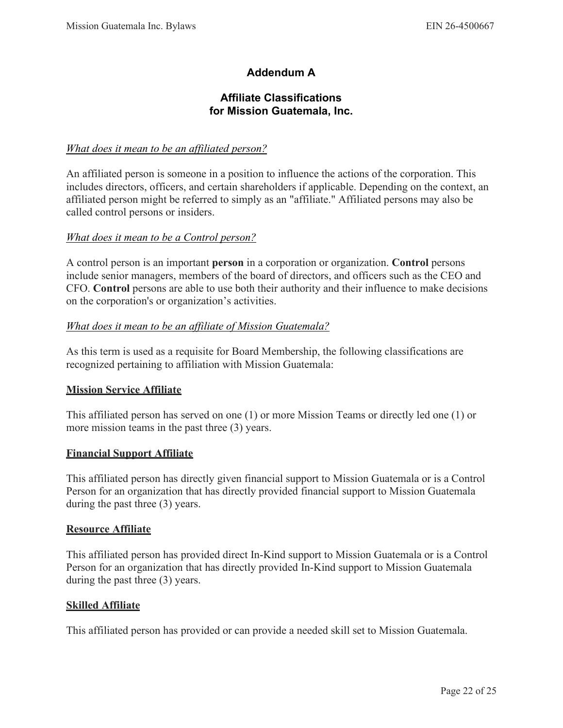# Addendum A

## Affiliate Classifications for Mission Guatemala, Inc.

*<u>What does it mean to be an affiliated person?</u>*

An affiliated person is someone in a position to influence the actions of the corporation. This includes directors, officers, and certain shareholders if applicable. Depending on the context, an affiliated person might be referred to simply as an "affiliate." Affiliated persons may also be called control persons or insiders.

*<u>What does it mean to be a Control person?</u>*

A control person is an important **person** in a corporation or organization. **Control** persons include senior managers, members of the board of directors, and officers such as the CEO and CFO. **Control** persons are able to use both their authority and their influence to make decisions on the corporation's or organization's activities.

*<u>What does it mean to be an affiliate of Mission Guatemala?</u>*

As this term is used as a requisite for Board Membership, the following classifications are recognized pertaining to affiliation with Mission Guatemala:

**<u>Mission Service Affiliate</u>**

This affiliated person has served on one (1) or more Mission Teams or directly led one (1) or more mission teams in the past three (3) years.

**<u>Financial Support Affiliate</u>**

This affiliated person has directly given financial support to Mission Guatemala or is a Control Person for an organization that has directly provided financial support to Mission Guatemala during the past three (3) years.

**<u>Resource Affiliate</u>**

This affiliated person has provided direct In-Kind support to Mission Guatemala or is a Control Person for an organization that has directly provided In-Kind support to Mission Guatemala during the past three (3) years.

**<u>Skilled Affiliate</u>**

This affiliated person has provided or can provide a needed skill set to Mission Guatemala.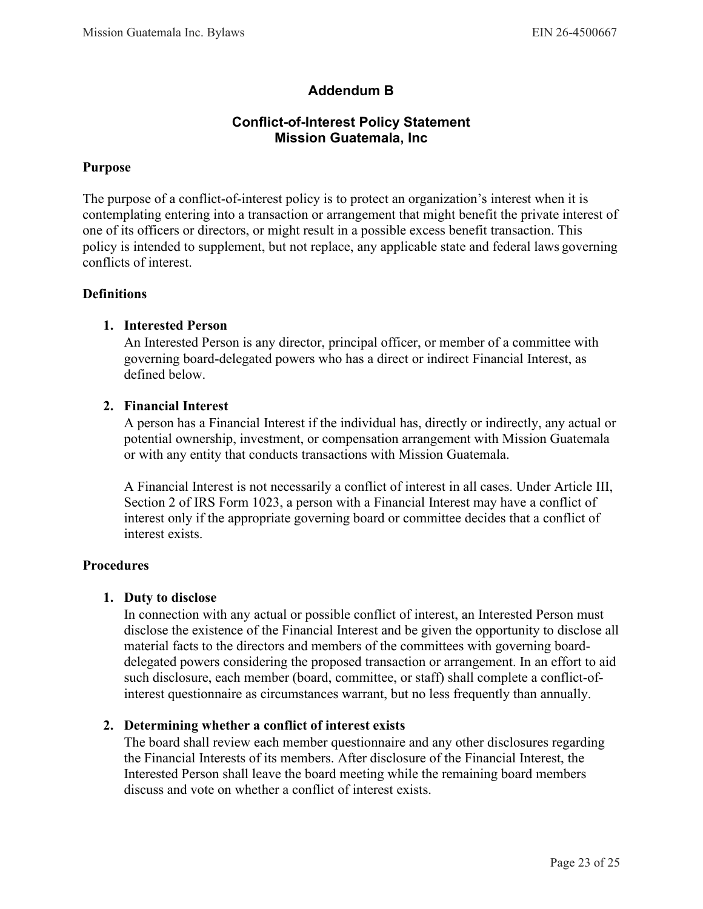## Addendum B

## Conflict-of-Interest Policy Statement
## Mission Guatemala, Inc

**Purpose**

The purpose of a conflict-of-interest policy is to protect an organization's interest when it is contemplating entering into a transaction or arrangement that might benefit the private interest of one of its officers or directors, or might result in a possible excess benefit transaction. This policy is intended to supplement, but not replace, any applicable state and federal laws governing conflicts of interest.

**Definitions**

1. **Interested Person**
   An Interested Person is any director, principal officer, or member of a committee with governing board-delegated powers who has a direct or indirect Financial Interest, as defined below.

2. **Financial Interest**
   A person has a Financial Interest if the individual has, directly or indirectly, any actual or potential ownership, investment, or compensation arrangement with Mission Guatemala or with any entity that conducts transactions with Mission Guatemala.

   A Financial Interest is not necessarily a conflict of interest in all cases. Under Article III, Section 2 of IRS Form 1023, a person with a Financial Interest may have a conflict of interest only if the appropriate governing board or committee decides that a conflict of interest exists.

**Procedures**

1. **Duty to disclose**
   In connection with any actual or possible conflict of interest, an Interested Person must disclose the existence of the Financial Interest and be given the opportunity to disclose all material facts to the directors and members of the committees with governing board-delegated powers considering the proposed transaction or arrangement. In an effort to aid such disclosure, each member (board, committee, or staff) shall complete a conflict-of-interest questionnaire as circumstances warrant, but no less frequently than annually.

2. **Determining whether a conflict of interest exists**
   The board shall review each member questionnaire and any other disclosures regarding the Financial Interests of its members. After disclosure of the Financial Interest, the Interested Person shall leave the board meeting while the remaining board members discuss and vote on whether a conflict of interest exists.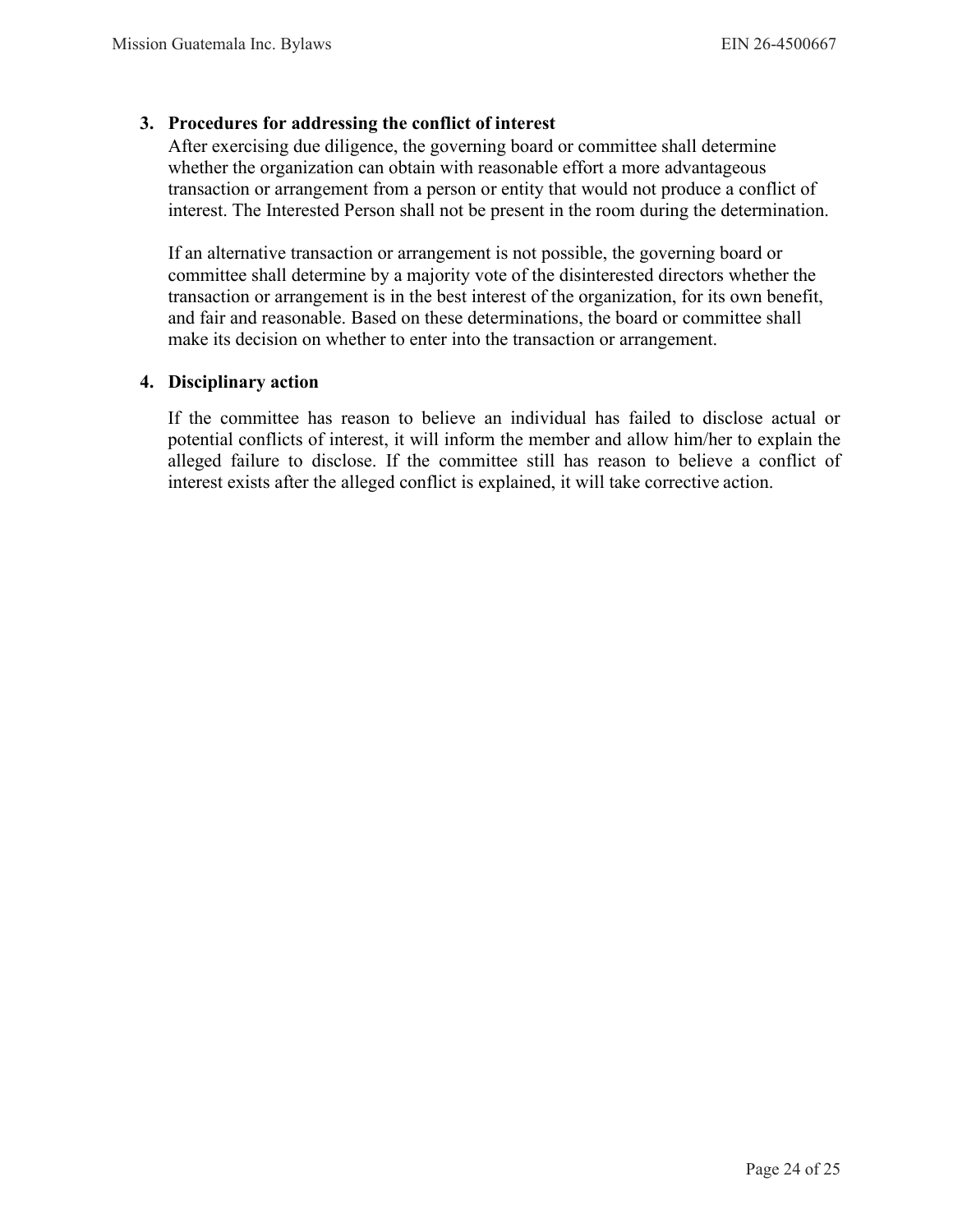3. **Procedures for addressing the conflict of interest**

   After exercising due diligence, the governing board or committee shall determine whether the organization can obtain with reasonable effort a more advantageous transaction or arrangement from a person or entity that would not produce a conflict of interest. The Interested Person shall not be present in the room during the determination.

   If an alternative transaction or arrangement is not possible, the governing board or committee shall determine by a majority vote of the disinterested directors whether the transaction or arrangement is in the best interest of the organization, for its own benefit, and fair and reasonable. Based on these determinations, the board or committee shall make its decision on whether to enter into the transaction or arrangement.

4. **Disciplinary action**

   If the committee has reason to believe an individual has failed to disclose actual or potential conflicts of interest, it will inform the member and allow him/her to explain the alleged failure to disclose. If the committee still has reason to believe a conflict of interest exists after the alleged conflict is explained, it will take corrective action.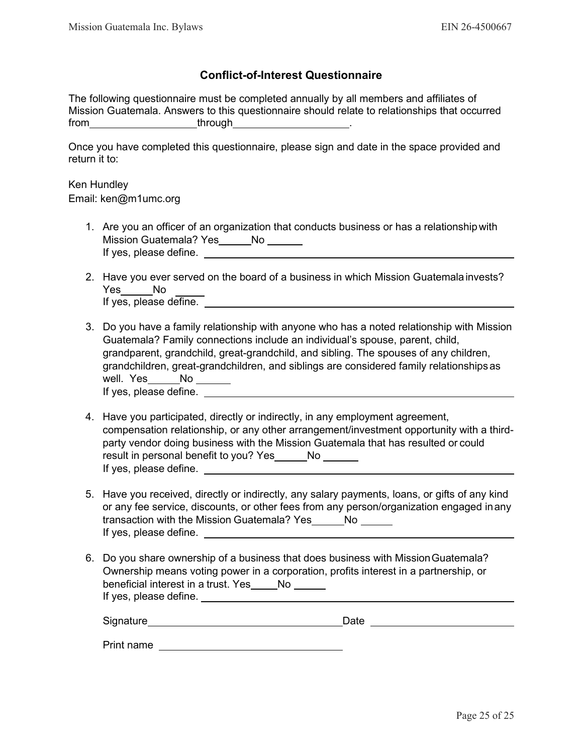## Conflict-of-Interest Questionnaire

The following questionnaire must be completed annually by all members and affiliates of Mission Guatemala. Answers to this questionnaire should relate to relationships that occurred from\_\_\_\_\_\_\_\_\_\_\_\_\_\_\_\_\_\_\_\_through\_\_\_\_\_\_\_\_\_\_\_\_\_\_\_\_\_\_\_\_.

Once you have completed this questionnaire, please sign and date in the space provided and return it to:

Ken Hundley
Email: ken@m1umc.org

1. Are you an officer of an organization that conducts business or has a relationship with Mission Guatemala? Yes\_\_\_\_\_\_No \_\_\_\_\_\_
   If yes, please define. \_\_\_\_\_\_\_\_\_\_\_\_\_\_\_\_\_\_\_\_\_\_\_\_\_\_\_\_\_\_\_\_\_\_\_\_\_\_\_\_\_\_\_\_\_\_\_\_\_\_\_\_

2. Have you ever served on the board of a business in which Mission Guatemala invests? Yes\_\_\_\_\_\_No \_\_\_\_\_\_
   If yes, please define. \_\_\_\_\_\_\_\_\_\_\_\_\_\_\_\_\_\_\_\_\_\_\_\_\_\_\_\_\_\_\_\_\_\_\_\_\_\_\_\_\_\_\_\_\_\_\_\_\_\_\_\_

3. Do you have a family relationship with anyone who has a noted relationship with Mission Guatemala? Family connections include an individual's spouse, parent, child, grandparent, grandchild, great-grandchild, and sibling. The spouses of any children, grandchildren, great-grandchildren, and siblings are considered family relationships as well. Yes\_\_\_\_\_\_No \_\_\_\_\_\_
   If yes, please define. \_\_\_\_\_\_\_\_\_\_\_\_\_\_\_\_\_\_\_\_\_\_\_\_\_\_\_\_\_\_\_\_\_\_\_\_\_\_\_\_\_\_\_\_\_\_\_\_\_\_\_\_

4. Have you participated, directly or indirectly, in any employment agreement, compensation relationship, or any other arrangement/investment opportunity with a third-party vendor doing business with the Mission Guatemala that has resulted or could result in personal benefit to you? Yes\_\_\_\_\_\_No \_\_\_\_\_\_
   If yes, please define. \_\_\_\_\_\_\_\_\_\_\_\_\_\_\_\_\_\_\_\_\_\_\_\_\_\_\_\_\_\_\_\_\_\_\_\_\_\_\_\_\_\_\_\_\_\_\_\_\_\_\_\_

5. Have you received, directly or indirectly, any salary payments, loans, or gifts of any kind or any fee service, discounts, or other fees from any person/organization engaged in any transaction with the Mission Guatemala? Yes\_\_\_\_\_\_No \_\_\_\_\_\_
   If yes, please define. \_\_\_\_\_\_\_\_\_\_\_\_\_\_\_\_\_\_\_\_\_\_\_\_\_\_\_\_\_\_\_\_\_\_\_\_\_\_\_\_\_\_\_\_\_\_\_\_\_\_\_\_

6. Do you share ownership of a business that does business with Mission Guatemala? Ownership means voting power in a corporation, profits interest in a partnership, or beneficial interest in a trust. Yes\_\_\_\_\_No \_\_\_\_\_\_
   If yes, please define. \_\_\_\_\_\_\_\_\_\_\_\_\_\_\_\_\_\_\_\_\_\_\_\_\_\_\_\_\_\_\_\_\_\_\_\_\_\_\_\_\_\_\_\_\_\_\_\_\_\_\_\_

   Signature\_\_\_\_\_\_\_\_\_\_\_\_\_\_\_\_\_\_\_\_\_\_\_\_\_\_\_\_\_\_\_\_\_\_Date \_\_\_\_\_\_\_\_\_\_\_\_\_\_\_\_\_\_\_\_\_\_\_\_

   Print name \_\_\_\_\_\_\_\_\_\_\_\_\_\_\_\_\_\_\_\_\_\_\_\_\_\_\_\_\_\_\_\_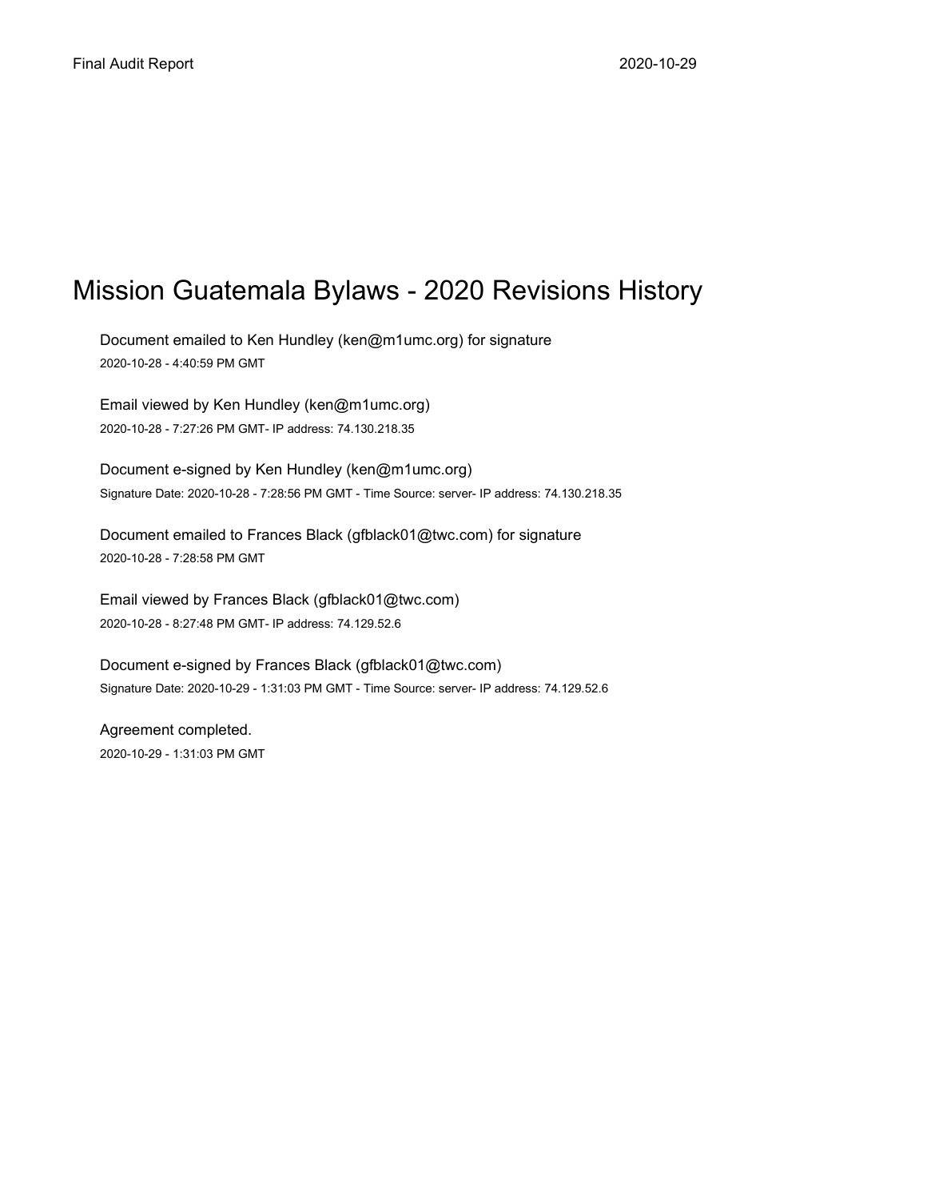Final Audit Report 2020-10-29

# Mission Guatemala Bylaws - 2020 Revisions History

Document emailed to Ken Hundley (ken@m1umc.org) for signature
2020-10-28 - 4:40:59 PM GMT

Email viewed by Ken Hundley (ken@m1umc.org)
2020-10-28 - 7:27:26 PM GMT- IP address: 74.130.218.35

Document e-signed by Ken Hundley (ken@m1umc.org)
Signature Date: 2020-10-28 - 7:28:56 PM GMT - Time Source: server- IP address: 74.130.218.35

Document emailed to Frances Black (gfblack01@twc.com) for signature
2020-10-28 - 7:28:58 PM GMT

Email viewed by Frances Black (gfblack01@twc.com)
2020-10-28 - 8:27:48 PM GMT- IP address: 74.129.52.6

Document e-signed by Frances Black (gfblack01@twc.com)
Signature Date: 2020-10-29 - 1:31:03 PM GMT - Time Source: server- IP address: 74.129.52.6

Agreement completed.
2020-10-29 - 1:31:03 PM GMT